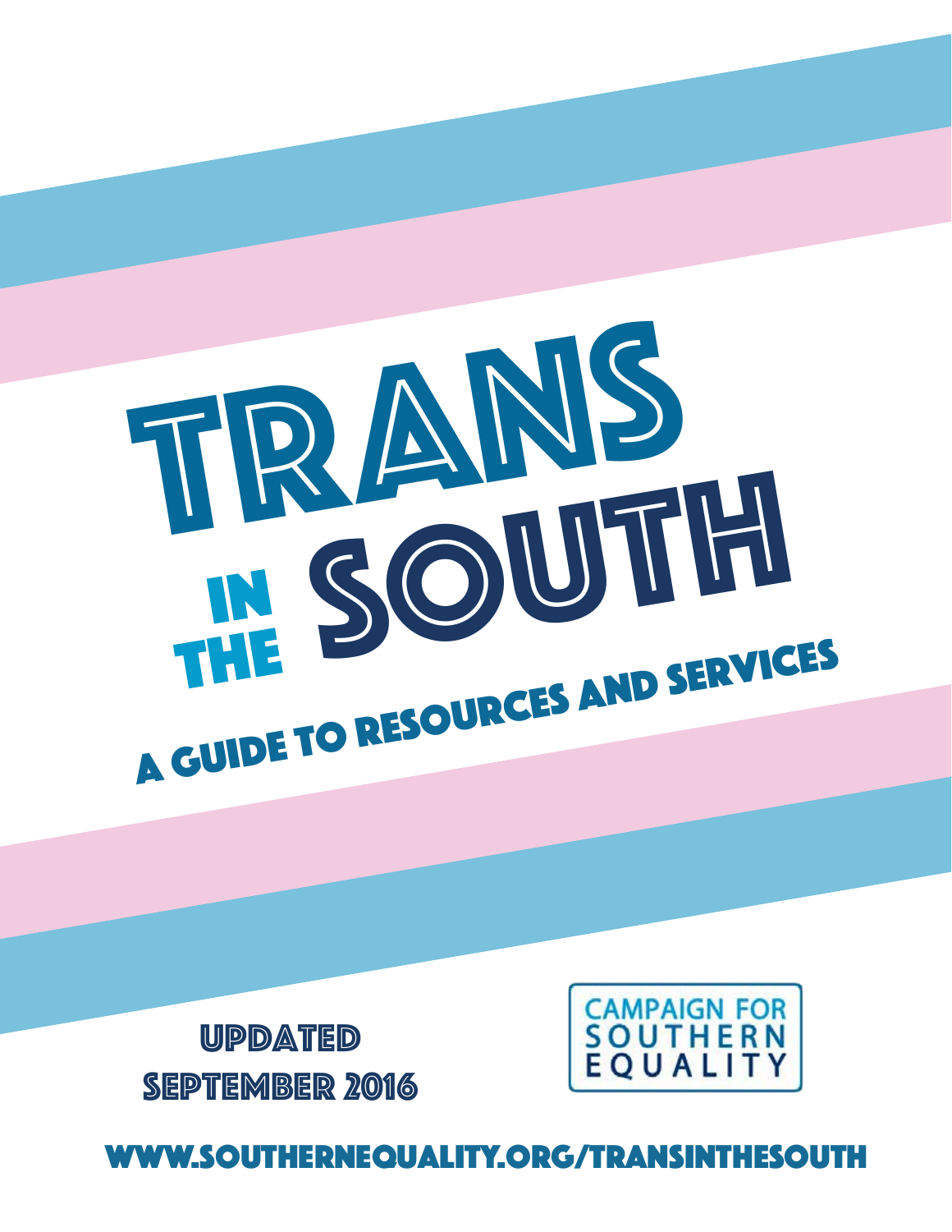# Trans in the South

## A Guide to Resources and Services

Updated September 2016

Campaign for Southern Equality

www.southernequality.org/transinthesouth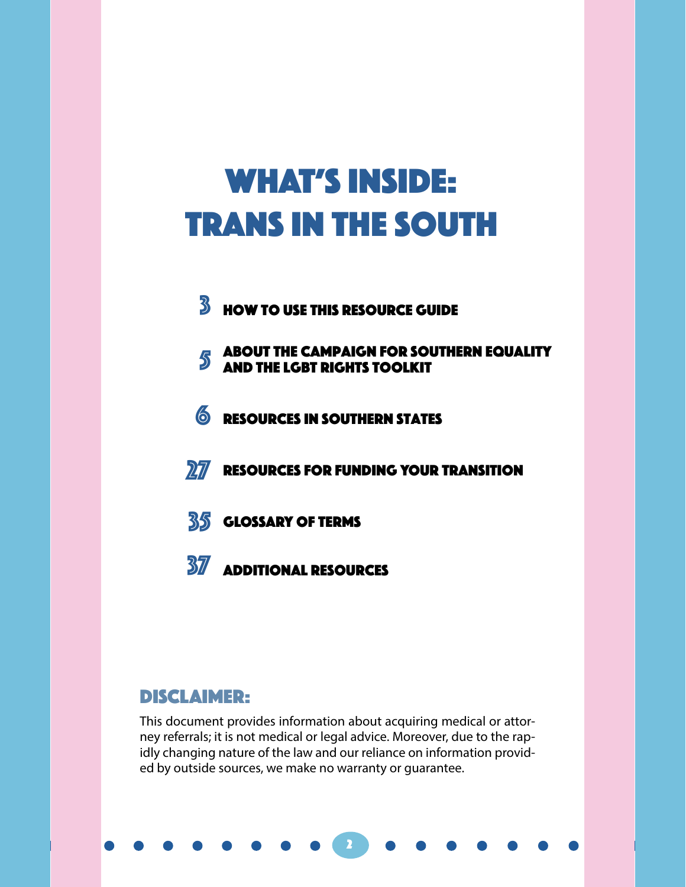# WHAT'S INSIDE: TRANS IN THE SOUTH

- **3** HOW TO USE THIS RESOURCE GUIDE
- **5** ABOUT THE CAMPAIGN FOR SOUTHERN EQUALITY AND THE LGBT RIGHTS TOOLKIT
- **6** RESOURCES IN SOUTHERN STATES
- **27** RESOURCES FOR FUNDING YOUR TRANSITION
- **35** GLOSSARY OF TERMS
- **37** ADDITIONAL RESOURCES

## DISCLAIMER:

This document provides information about acquiring medical or attorney referrals; it is not medical or legal advice. Moreover, due to the rapidly changing nature of the law and our reliance on information provided by outside sources, we make no warranty or guarantee.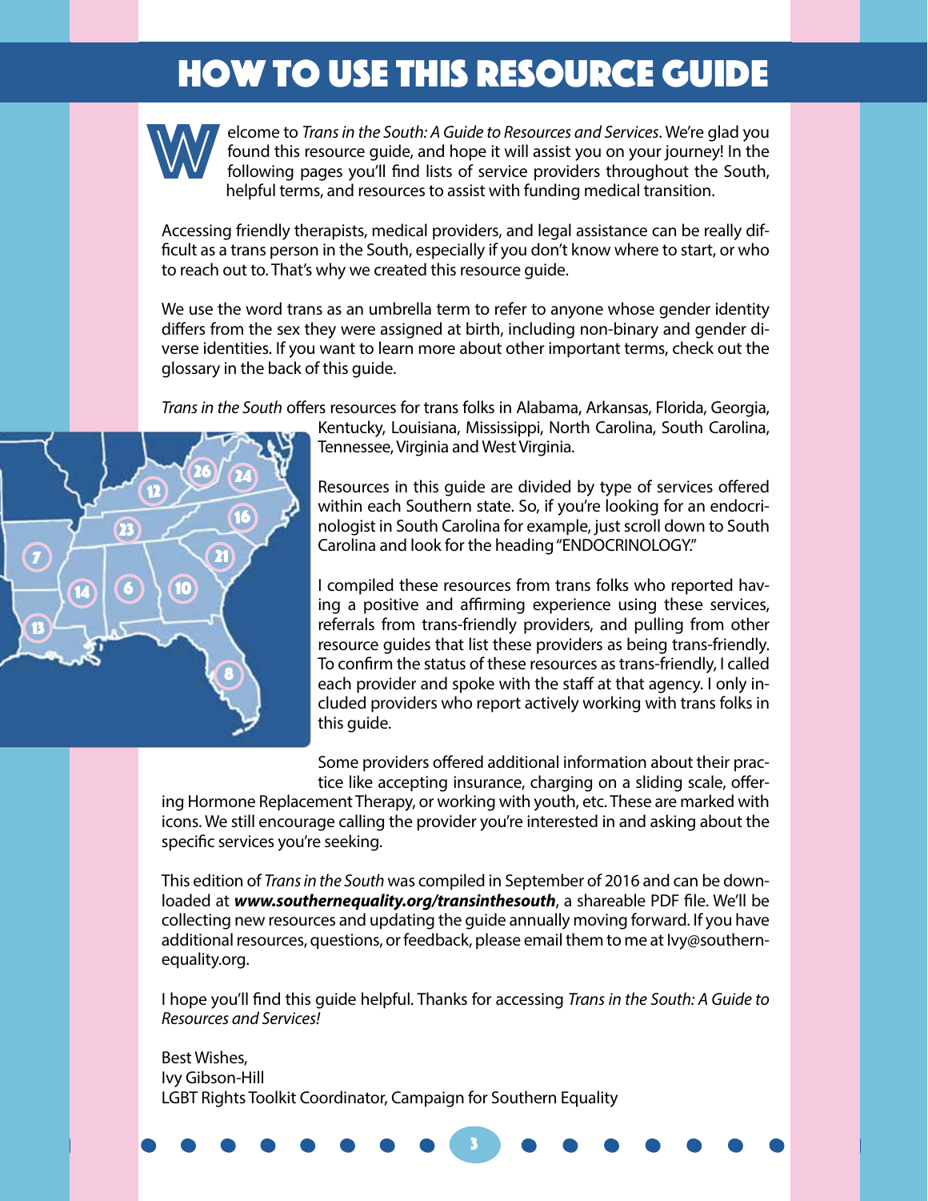# HOW TO USE THIS RESOURCE GUIDE

Welcome to *Trans in the South: A Guide to Resources and Services*. We're glad you found this resource guide, and hope it will assist you on your journey! In the following pages you'll find lists of service providers throughout the South, helpful terms, and resources to assist with funding medical transition.

Accessing friendly therapists, medical providers, and legal assistance can be really difficult as a trans person in the South, especially if you don't know where to start, or who to reach out to. That's why we created this resource guide.

We use the word trans as an umbrella term to refer to anyone whose gender identity differs from the sex they were assigned at birth, including non-binary and gender diverse identities. If you want to learn more about other important terms, check out the glossary in the back of this guide.

*Trans in the South* offers resources for trans folks in Alabama, Arkansas, Florida, Georgia, Kentucky, Louisiana, Mississippi, North Carolina, South Carolina, Tennessee, Virginia and West Virginia.

Resources in this guide are divided by type of services offered within each Southern state. So, if you're looking for an endocrinologist in South Carolina for example, just scroll down to South Carolina and look for the heading "ENDOCRINOLOGY."

I compiled these resources from trans folks who reported having a positive and affirming experience using these services, referrals from trans-friendly providers, and pulling from other resource guides that list these providers as being trans-friendly. To confirm the status of these resources as trans-friendly, I called each provider and spoke with the staff at that agency. I only included providers who report actively working with trans folks in this guide.

Some providers offered additional information about their practice like accepting insurance, charging on a sliding scale, offering Hormone Replacement Therapy, or working with youth, etc. These are marked with icons. We still encourage calling the provider you're interested in and asking about the specific services you're seeking.

This edition of *Trans in the South* was compiled in September of 2016 and can be downloaded at ***www.southernequality.org/transinthesouth***, a shareable PDF file. We'll be collecting new resources and updating the guide annually moving forward. If you have additional resources, questions, or feedback, please email them to me at Ivy@southernequality.org.

I hope you'll find this guide helpful. Thanks for accessing *Trans in the South: A Guide to Resources and Services!*

Best Wishes,
Ivy Gibson-Hill
LGBT Rights Toolkit Coordinator, Campaign for Southern Equality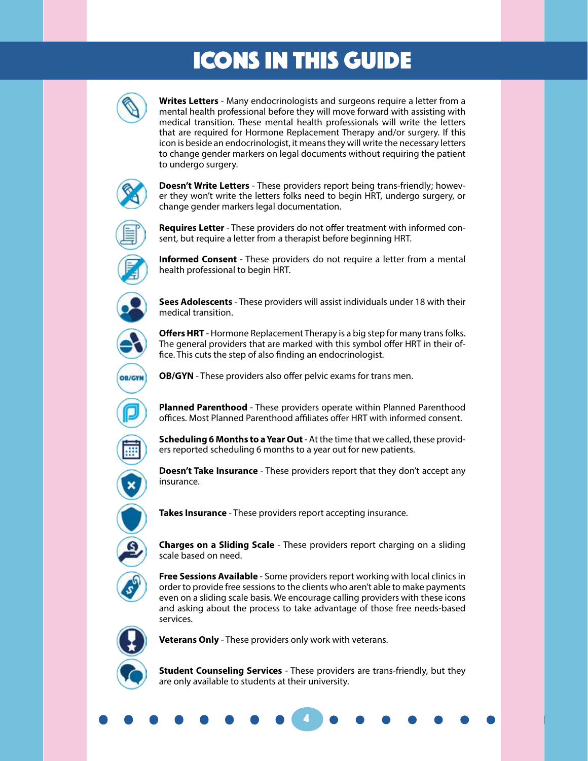# ICONS IN THIS GUIDE

**Writes Letters** - Many endocrinologists and surgeons require a letter from a mental health professional before they will move forward with assisting with medical transition. These mental health professionals will write the letters that are required for Hormone Replacement Therapy and/or surgery. If this icon is beside an endocrinologist, it means they will write the necessary letters to change gender markers on legal documents without requiring the patient to undergo surgery.

**Doesn't Write Letters** - These providers report being trans-friendly; however they won't write the letters folks need to begin HRT, undergo surgery, or change gender markers legal documentation.

**Requires Letter** - These providers do not offer treatment with informed consent, but require a letter from a therapist before beginning HRT.

**Informed Consent** - These providers do not require a letter from a mental health professional to begin HRT.

**Sees Adolescents** - These providers will assist individuals under 18 with their medical transition.

**Offers HRT** - Hormone Replacement Therapy is a big step for many trans folks. The general providers that are marked with this symbol offer HRT in their office. This cuts the step of also finding an endocrinologist.

**OB/GYN** - These providers also offer pelvic exams for trans men.

**Planned Parenthood** - These providers operate within Planned Parenthood offices. Most Planned Parenthood affiliates offer HRT with informed consent.

**Scheduling 6 Months to a Year Out** - At the time that we called, these providers reported scheduling 6 months to a year out for new patients.

**Doesn't Take Insurance** - These providers report that they don't accept any insurance.

**Takes Insurance** - These providers report accepting insurance.

**Charges on a Sliding Scale** - These providers report charging on a sliding scale based on need.

**Free Sessions Available** - Some providers report working with local clinics in order to provide free sessions to the clients who aren't able to make payments even on a sliding scale basis. We encourage calling providers with these icons and asking about the process to take advantage of those free needs-based services.

**Veterans Only** - These providers only work with veterans.

**Student Counseling Services** - These providers are trans-friendly, but they are only available to students at their university.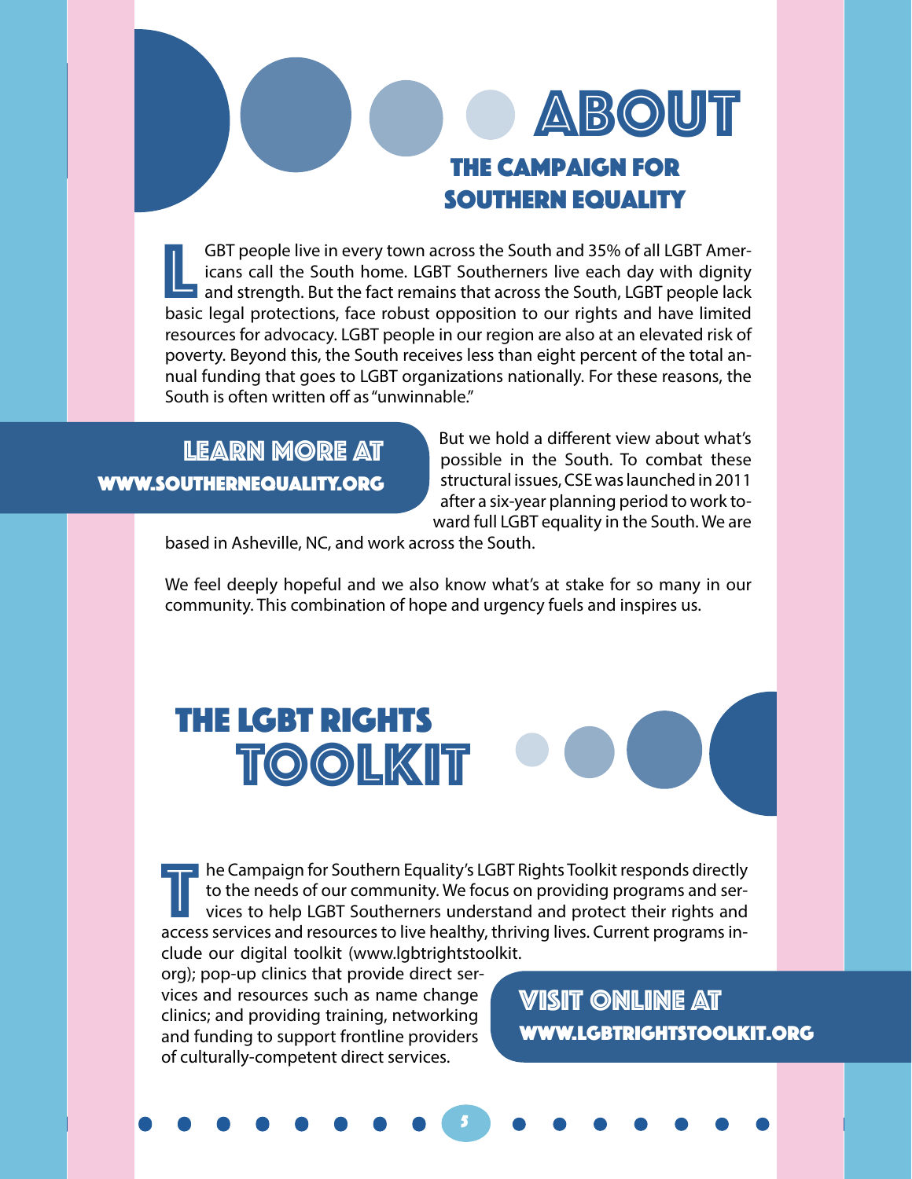# ABOUT

## THE CAMPAIGN FOR SOUTHERN EQUALITY

LGBT people live in every town across the South and 35% of all LGBT Americans call the South home. LGBT Southerners live each day with dignity and strength. But the fact remains that across the South, LGBT people lack basic legal protections, face robust opposition to our rights and have limited resources for advocacy. LGBT people in our region are also at an elevated risk of poverty. Beyond this, the South receives less than eight percent of the total annual funding that goes to LGBT organizations nationally. For these reasons, the South is often written off as "unwinnable."

**LEARN MORE AT**
**WWW.SOUTHERNEQUALITY.ORG**

But we hold a different view about what's possible in the South. To combat these structural issues, CSE was launched in 2011 after a six-year planning period to work toward full LGBT equality in the South. We are based in Asheville, NC, and work across the South.

We feel deeply hopeful and we also know what's at stake for so many in our community. This combination of hope and urgency fuels and inspires us.

# THE LGBT RIGHTS TOOLKIT

The Campaign for Southern Equality's LGBT Rights Toolkit responds directly to the needs of our community. We focus on providing programs and services to help LGBT Southerners understand and protect their rights and access services and resources to live healthy, thriving lives. Current programs include our digital toolkit (www.lgbtrightstoolkit.org); pop-up clinics that provide direct services and resources such as name change clinics; and providing training, networking and funding to support frontline providers of culturally-competent direct services.

**VISIT ONLINE AT**
**WWW.LGBTRIGHTSTOOLKIT.ORG**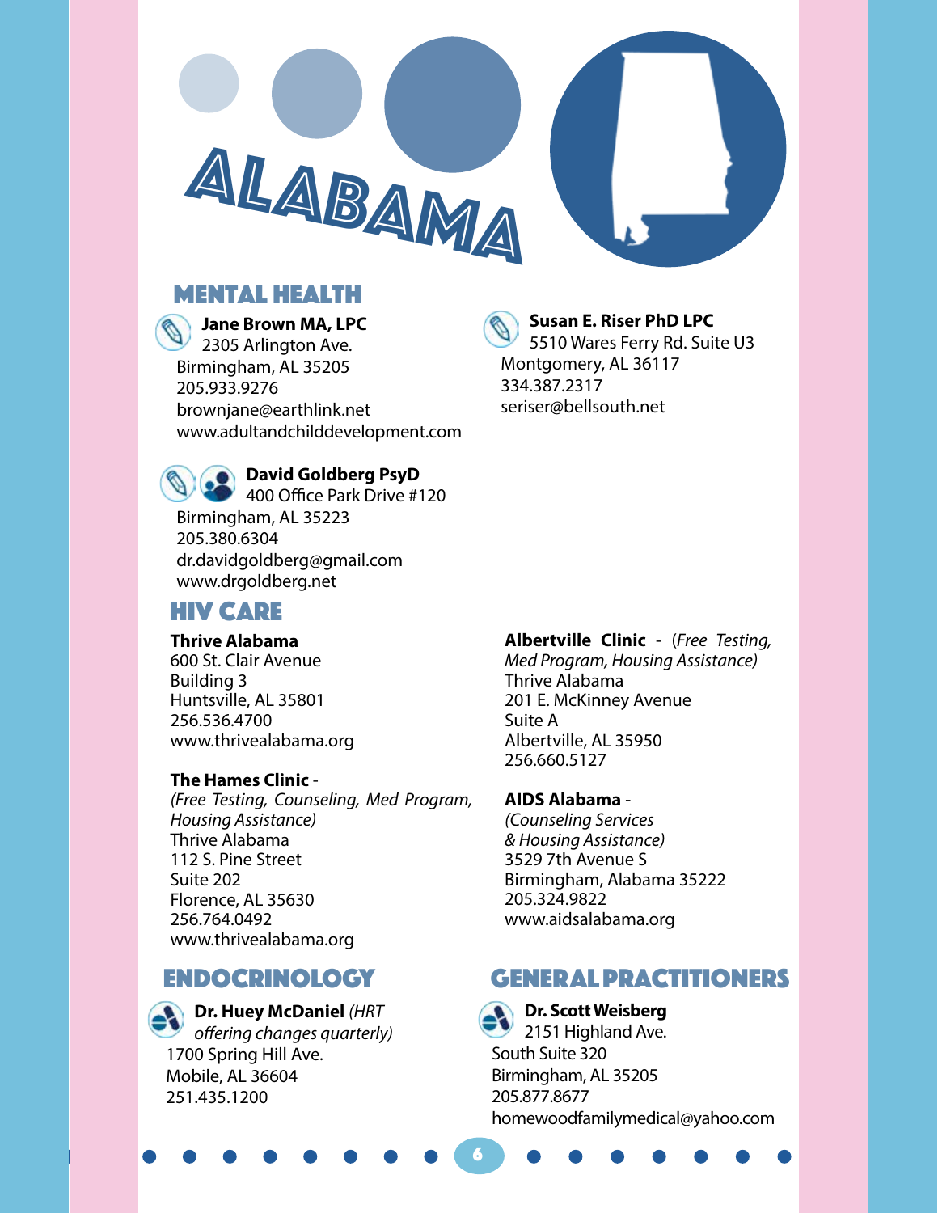# ALABAMA

## MENTAL HEALTH

**Jane Brown MA, LPC**
2305 Arlington Ave.
Birmingham, AL 35205
205.933.9276
brownjane@earthlink.net
www.adultandchilddevelopment.com

**Susan E. Riser PhD LPC**
5510 Wares Ferry Rd. Suite U3
Montgomery, AL 36117
334.387.2317
seriser@bellsouth.net

**David Goldberg PsyD**
400 Office Park Drive #120
Birmingham, AL 35223
205.380.6304
dr.davidgoldberg@gmail.com
www.drgoldberg.net

## HIV CARE

**Thrive Alabama**
600 St. Clair Avenue
Building 3
Huntsville, AL 35801
256.536.4700
www.thrivealabama.org

**The Hames Clinic** -
*(Free Testing, Counseling, Med Program, Housing Assistance)*
Thrive Alabama
112 S. Pine Street
Suite 202
Florence, AL 35630
256.764.0492
www.thrivealabama.org

**Albertville Clinic** - *(Free Testing, Med Program, Housing Assistance)*
Thrive Alabama
201 E. McKinney Avenue
Suite A
Albertville, AL 35950
256.660.5127

**AIDS Alabama** -
*(Counseling Services & Housing Assistance)*
3529 7th Avenue S
Birmingham, Alabama 35222
205.324.9822
www.aidsalabama.org

## ENDOCRINOLOGY

**Dr. Huey McDaniel** *(HRT offering changes quarterly)*
1700 Spring Hill Ave.
Mobile, AL 36604
251.435.1200

## GENERAL PRACTITIONERS

**Dr. Scott Weisberg**
2151 Highland Ave.
South Suite 320
Birmingham, AL 35205
205.877.8677
homewoodfamilymedical@yahoo.com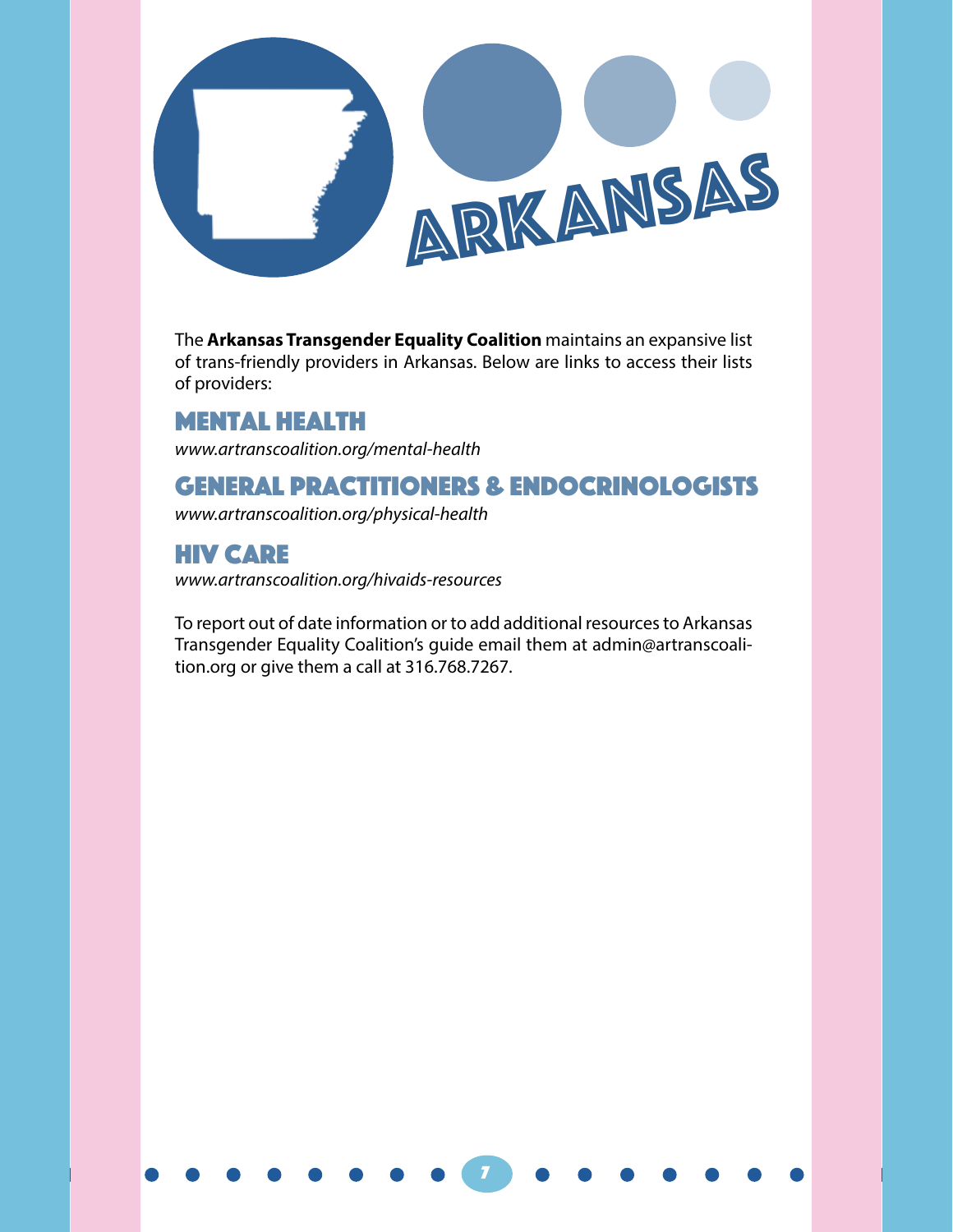# Arkansas

The **Arkansas Transgender Equality Coalition** maintains an expansive list of trans-friendly providers in Arkansas. Below are links to access their lists of providers:

## Mental Health

*www.artranscoalition.org/mental-health*

## General Practitioners & Endocrinologists

*www.artranscoalition.org/physical-health*

## HIV Care

*www.artranscoalition.org/hivaids-resources*

To report out of date information or to add additional resources to Arkansas Transgender Equality Coalition's guide email them at admin@artranscoalition.org or give them a call at 316.768.7267.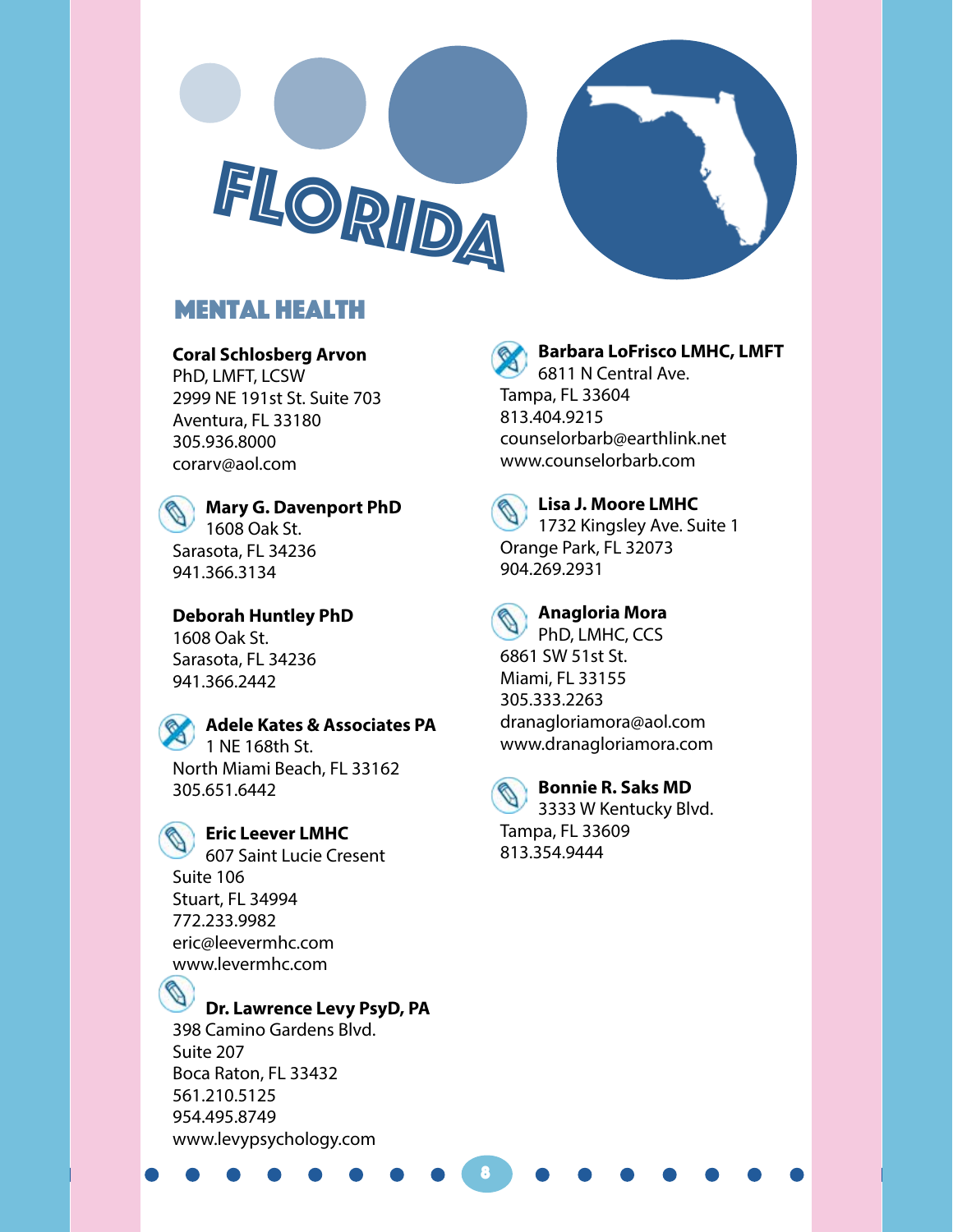# FLORIDA

## MENTAL HEALTH

**Coral Schlosberg Arvon**
PhD, LMFT, LCSW
2999 NE 191st St. Suite 703
Aventura, FL 33180
305.936.8000
corarv@aol.com

**Mary G. Davenport PhD**
1608 Oak St.
Sarasota, FL 34236
941.366.3134

**Deborah Huntley PhD**
1608 Oak St.
Sarasota, FL 34236
941.366.2442

**Adele Kates & Associates PA**
1 NE 168th St.
North Miami Beach, FL 33162
305.651.6442

**Eric Leever LMHC**
607 Saint Lucie Cresent
Suite 106
Stuart, FL 34994
772.233.9982
eric@leevermhc.com
www.levermhc.com

**Dr. Lawrence Levy PsyD, PA**
398 Camino Gardens Blvd.
Suite 207
Boca Raton, FL 33432
561.210.5125
954.495.8749
www.levypsychology.com

**Barbara LoFrisco LMHC, LMFT**
6811 N Central Ave.
Tampa, FL 33604
813.404.9215
counselorbarb@earthlink.net
www.counselorbarb.com

**Lisa J. Moore LMHC**
1732 Kingsley Ave. Suite 1
Orange Park, FL 32073
904.269.2931

**Anagloria Mora**
PhD, LMHC, CCS
6861 SW 51st St.
Miami, FL 33155
305.333.2263
dranagloriamora@aol.com
www.dranagloriamora.com

**Bonnie R. Saks MD**
3333 W Kentucky Blvd.
Tampa, FL 33609
813.354.9444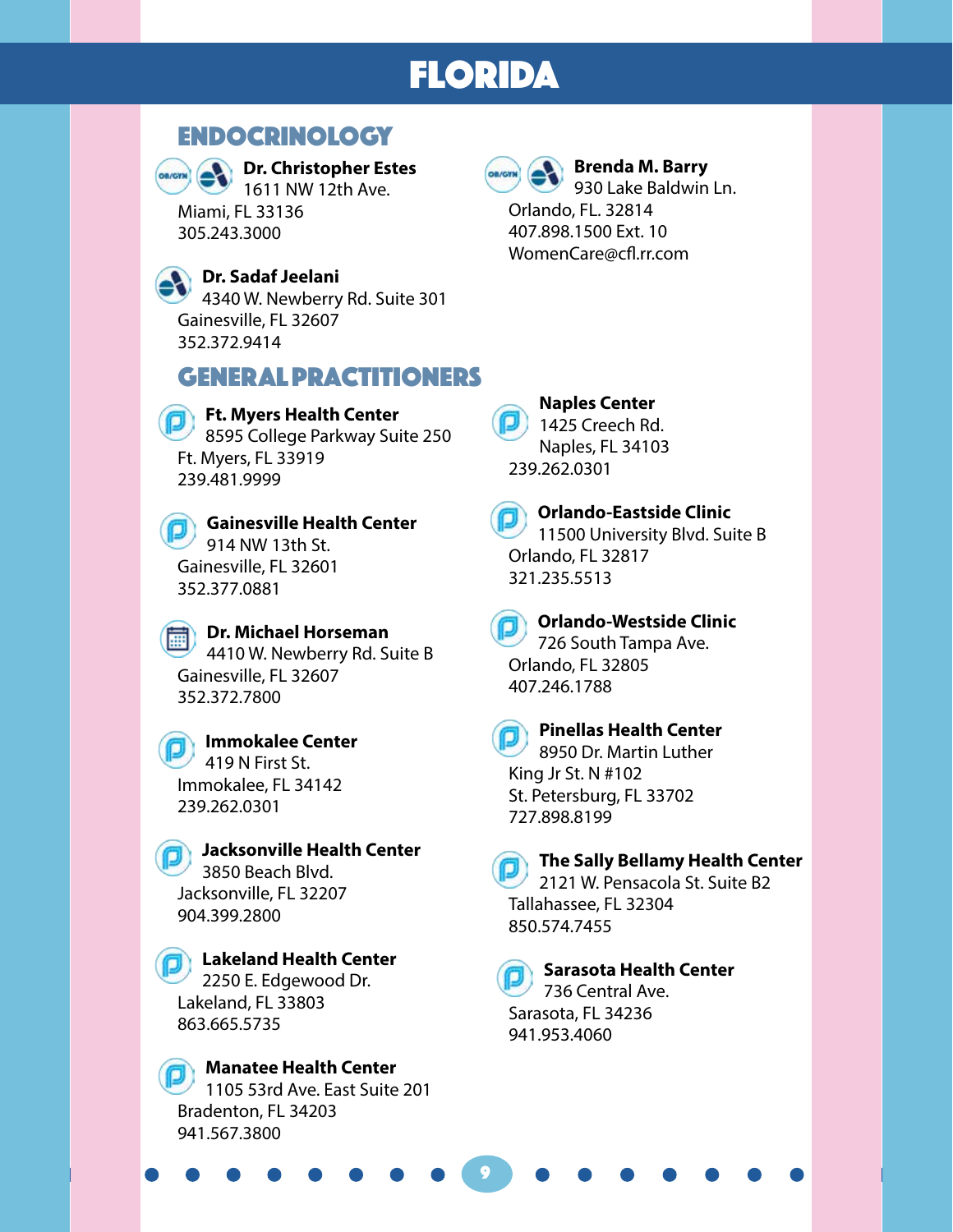# FLORIDA

## ENDOCRINOLOGY

**Dr. Christopher Estes**
1611 NW 12th Ave.
Miami, FL 33136
305.243.3000

**Dr. Sadaf Jeelani**
4340 W. Newberry Rd. Suite 301
Gainesville, FL 32607
352.372.9414

**Brenda M. Barry**
930 Lake Baldwin Ln.
Orlando, FL. 32814
407.898.1500 Ext. 10
WomenCare@cfl.rr.com

## GENERAL PRACTITIONERS

**Ft. Myers Health Center**
8595 College Parkway Suite 250
Ft. Myers, FL 33919
239.481.9999

**Gainesville Health Center**
914 NW 13th St.
Gainesville, FL 32601
352.377.0881

**Dr. Michael Horseman**
4410 W. Newberry Rd. Suite B
Gainesville, FL 32607
352.372.7800

**Immokalee Center**
419 N First St.
Immokalee, FL 34142
239.262.0301

**Jacksonville Health Center**
3850 Beach Blvd.
Jacksonville, FL 32207
904.399.2800

**Lakeland Health Center**
2250 E. Edgewood Dr.
Lakeland, FL 33803
863.665.5735

**Manatee Health Center**
1105 53rd Ave. East Suite 201
Bradenton, FL 34203
941.567.3800

**Naples Center**
1425 Creech Rd.
Naples, FL 34103
239.262.0301

**Orlando-Eastside Clinic**
11500 University Blvd. Suite B
Orlando, FL 32817
321.235.5513

**Orlando-Westside Clinic**
726 South Tampa Ave.
Orlando, FL 32805
407.246.1788

**Pinellas Health Center**
8950 Dr. Martin Luther
King Jr St. N #102
St. Petersburg, FL 33702
727.898.8199

**The Sally Bellamy Health Center**
2121 W. Pensacola St. Suite B2
Tallahassee, FL 32304
850.574.7455

**Sarasota Health Center**
736 Central Ave.
Sarasota, FL 34236
941.953.4060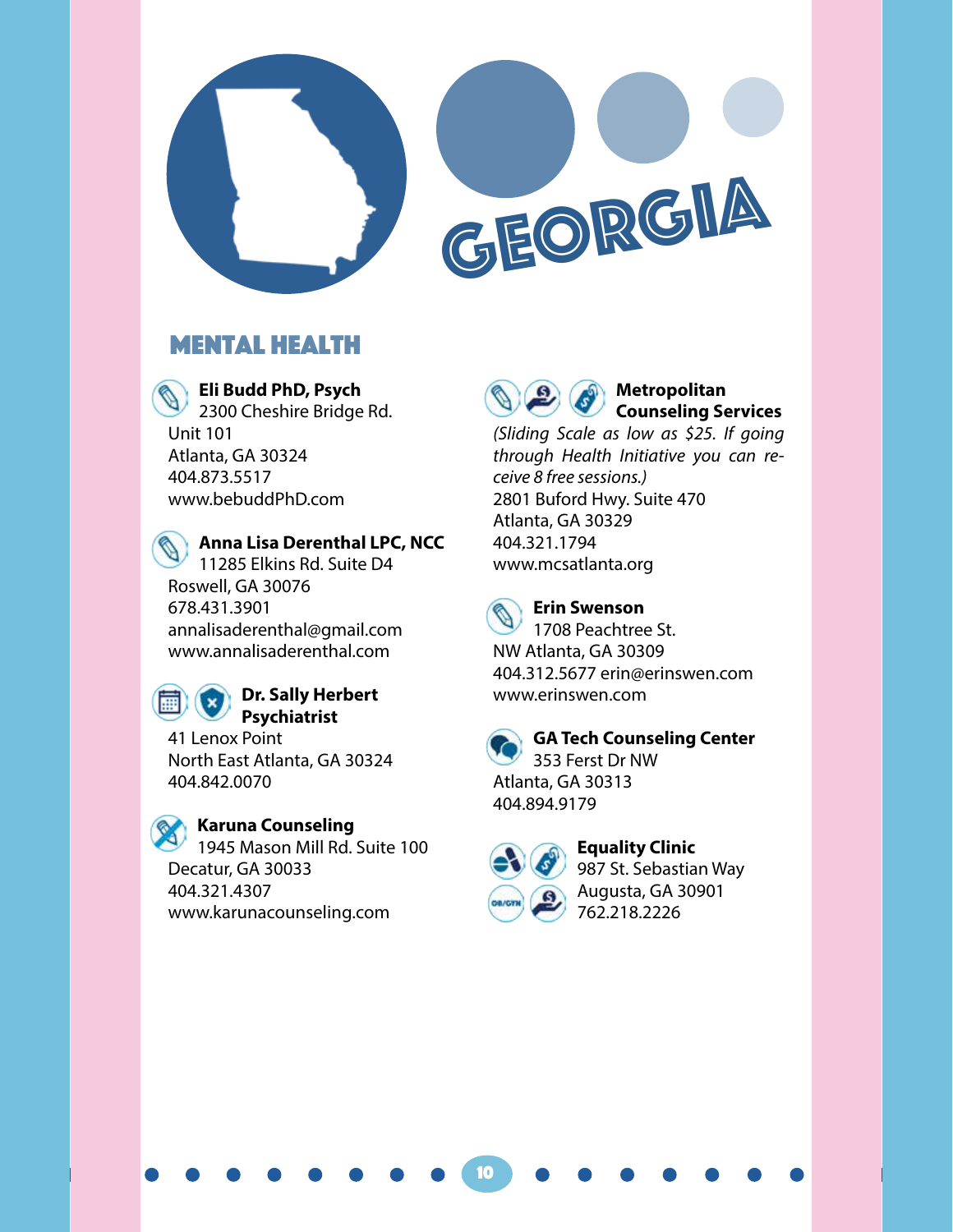# GEORGIA

## MENTAL HEALTH

**Eli Budd PhD, Psych**
2300 Cheshire Bridge Rd.
Unit 101
Atlanta, GA 30324
404.873.5517
www.bebuddPhD.com

**Anna Lisa Derenthal LPC, NCC**
11285 Elkins Rd. Suite D4
Roswell, GA 30076
678.431.3901
annalisaderenthal@gmail.com
www.annalisaderenthal.com

**Dr. Sally Herbert Psychiatrist**
41 Lenox Point
North East Atlanta, GA 30324
404.842.0070

**Karuna Counseling**
1945 Mason Mill Rd. Suite 100
Decatur, GA 30033
404.321.4307
www.karunacounseling.com

**Metropolitan Counseling Services**
*(Sliding Scale as low as $25. If going through Health Initiative you can receive 8 free sessions.)*
2801 Buford Hwy. Suite 470
Atlanta, GA 30329
404.321.1794
www.mcsatlanta.org

**Erin Swenson**
1708 Peachtree St.
NW Atlanta, GA 30309
404.312.5677 erin@erinswen.com
www.erinswen.com

**GA Tech Counseling Center**
353 Ferst Dr NW
Atlanta, GA 30313
404.894.9179

**Equality Clinic**
987 St. Sebastian Way
Augusta, GA 30901
762.218.2226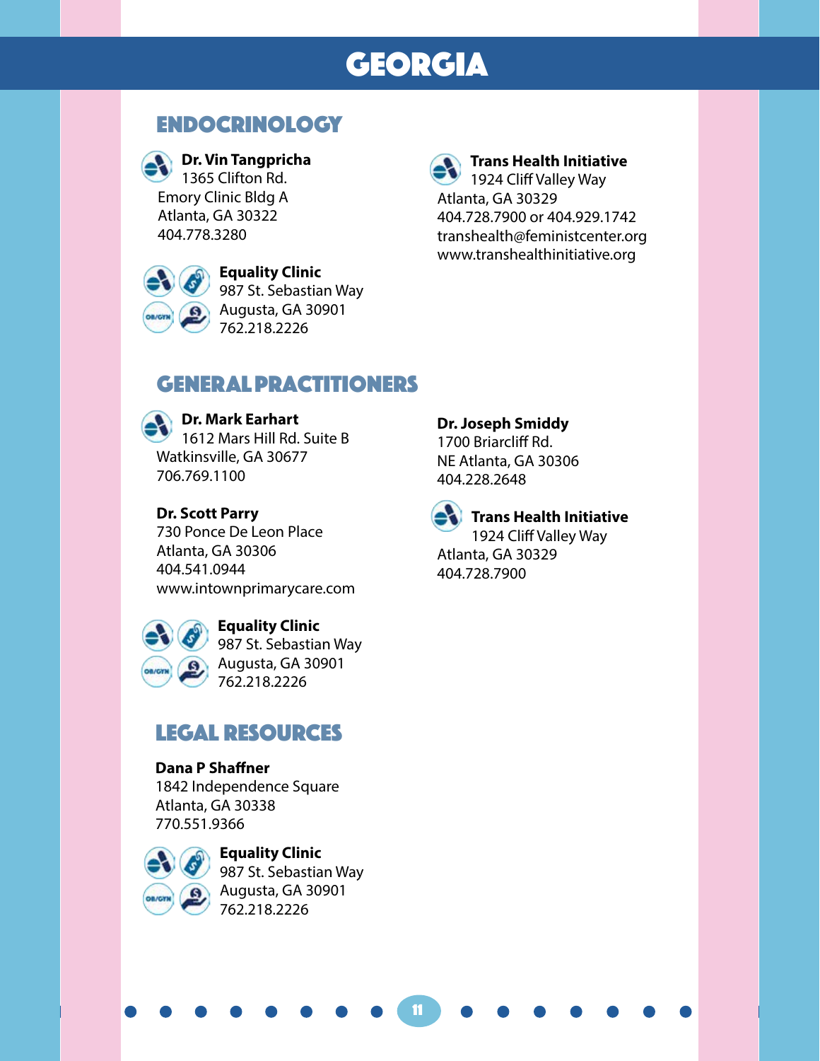# GEORGIA

## ENDOCRINOLOGY

**Dr. Vin Tangpricha**
1365 Clifton Rd.
Emory Clinic Bldg A
Atlanta, GA 30322
404.778.3280

**Equality Clinic**
987 St. Sebastian Way
Augusta, GA 30901
762.218.2226

**Trans Health Initiative**
1924 Cliff Valley Way
Atlanta, GA 30329
404.728.7900 or 404.929.1742
transhealth@feministcenter.org
www.transhealthinitiative.org

## GENERAL PRACTITIONERS

**Dr. Mark Earhart**
1612 Mars Hill Rd. Suite B
Watkinsville, GA 30677
706.769.1100

**Dr. Scott Parry**
730 Ponce De Leon Place
Atlanta, GA 30306
404.541.0944
www.intownprimarycare.com

**Equality Clinic**
987 St. Sebastian Way
Augusta, GA 30901
762.218.2226

**Dr. Joseph Smiddy**
1700 Briarcliff Rd.
NE Atlanta, GA 30306
404.228.2648

**Trans Health Initiative**
1924 Cliff Valley Way
Atlanta, GA 30329
404.728.7900

## LEGAL RESOURCES

**Dana P Shaffner**
1842 Independence Square
Atlanta, GA 30338
770.551.9366

**Equality Clinic**
987 St. Sebastian Way
Augusta, GA 30901
762.218.2226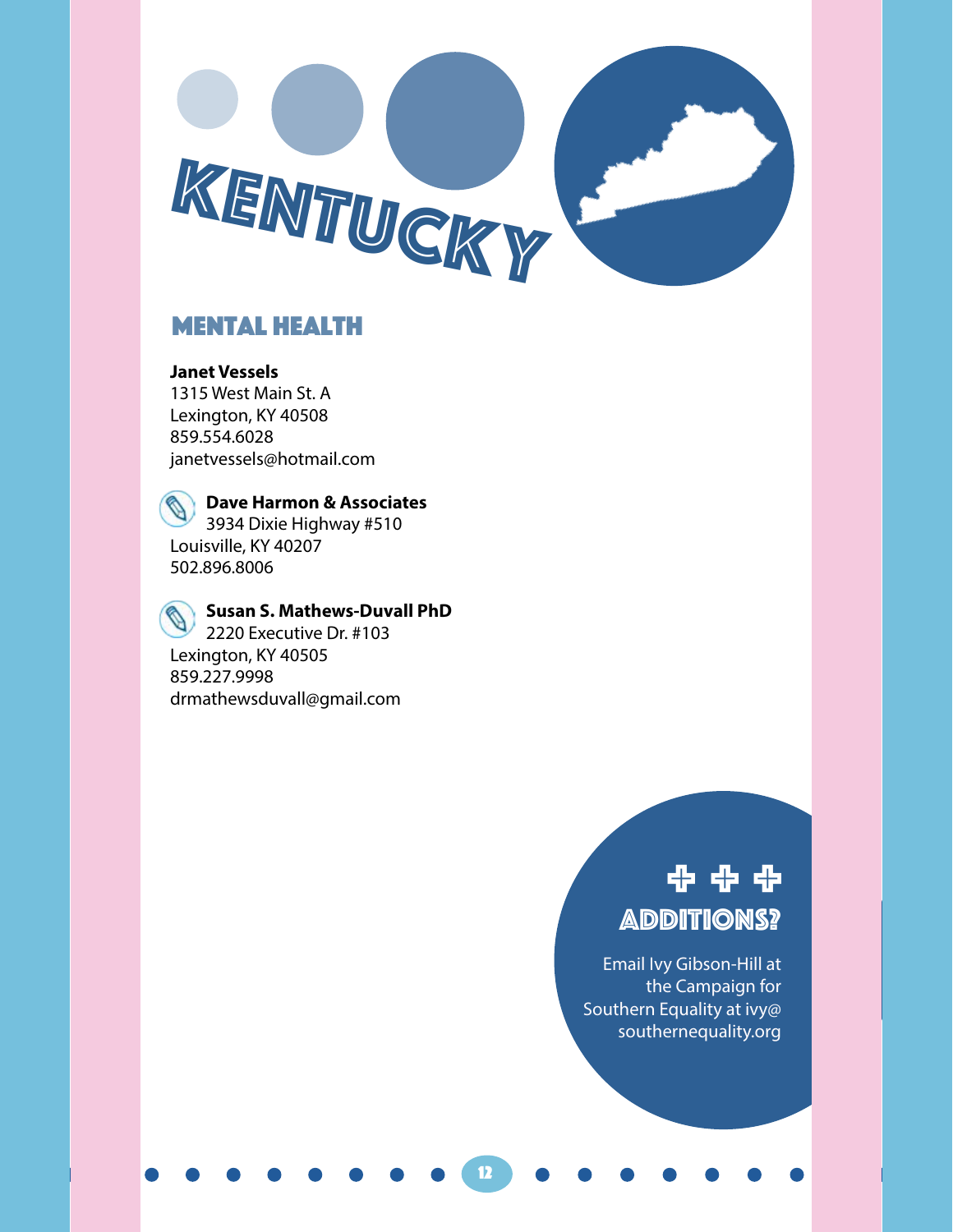# KENTUCKY

## MENTAL HEALTH

**Janet Vessels**
1315 West Main St. A
Lexington, KY 40508
859.554.6028
janetvessels@hotmail.com

**Dave Harmon & Associates**
3934 Dixie Highway #510
Louisville, KY 40207
502.896.8006

**Susan S. Mathews-Duvall PhD**
2220 Executive Dr. #103
Lexington, KY 40505
859.227.9998
drmathewsduvall@gmail.com

### + + + ADDITIONS?

Email Ivy Gibson-Hill at the Campaign for Southern Equality at ivy@southernequality.org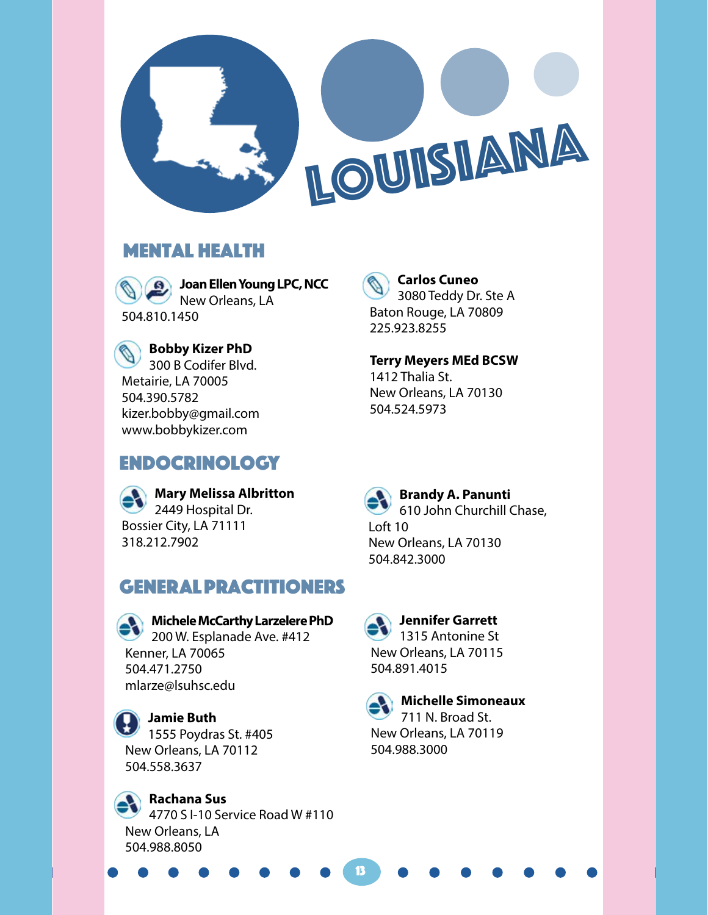# LOUISIANA

## MENTAL HEALTH

**Joan Ellen Young LPC, NCC**
New Orleans, LA
504.810.1450

**Bobby Kizer PhD**
300 B Codifer Blvd.
Metairie, LA 70005
504.390.5782
kizer.bobby@gmail.com
www.bobbykizer.com

**Carlos Cuneo**
3080 Teddy Dr. Ste A
Baton Rouge, LA 70809
225.923.8255

**Terry Meyers MEd BCSW**
1412 Thalia St.
New Orleans, LA 70130
504.524.5973

## ENDOCRINOLOGY

**Mary Melissa Albritton**
2449 Hospital Dr.
Bossier City, LA 71111
318.212.7902

**Brandy A. Panunti**
610 John Churchill Chase, Loft 10
New Orleans, LA 70130
504.842.3000

## GENERAL PRACTITIONERS

**Michele McCarthy Larzelere PhD**
200 W. Esplanade Ave. #412
Kenner, LA 70065
504.471.2750
mlarze@lsuhsc.edu

**Jamie Buth**
1555 Poydras St. #405
New Orleans, LA 70112
504.558.3637

**Rachana Sus**
4770 S I-10 Service Road W #110
New Orleans, LA
504.988.8050

**Jennifer Garrett**
1315 Antonine St
New Orleans, LA 70115
504.891.4015

**Michelle Simoneaux**
711 N. Broad St.
New Orleans, LA 70119
504.988.3000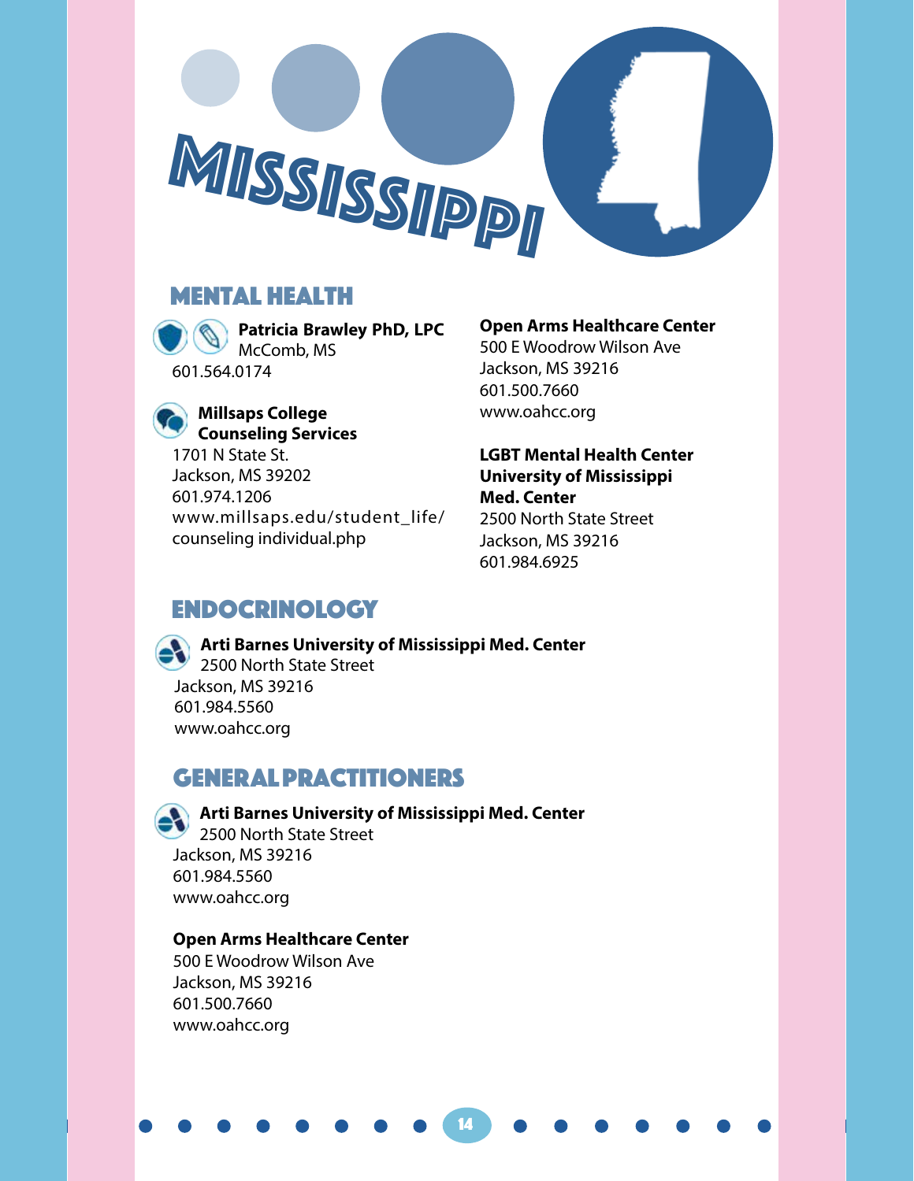# MISSISSIPPI

## MENTAL HEALTH

**Patricia Brawley PhD, LPC**
McComb, MS
601.564.0174

**Millsaps College Counseling Services**
1701 N State St.
Jackson, MS 39202
601.974.1206
www.millsaps.edu/student_life/counseling individual.php

**Open Arms Healthcare Center**
500 E Woodrow Wilson Ave
Jackson, MS 39216
601.500.7660
www.oahcc.org

**LGBT Mental Health Center University of Mississippi Med. Center**
2500 North State Street
Jackson, MS 39216
601.984.6925

## ENDOCRINOLOGY

**Arti Barnes University of Mississippi Med. Center**
2500 North State Street
Jackson, MS 39216
601.984.5560
www.oahcc.org

## GENERAL PRACTITIONERS

**Arti Barnes University of Mississippi Med. Center**
2500 North State Street
Jackson, MS 39216
601.984.5560
www.oahcc.org

**Open Arms Healthcare Center**
500 E Woodrow Wilson Ave
Jackson, MS 39216
601.500.7660
www.oahcc.org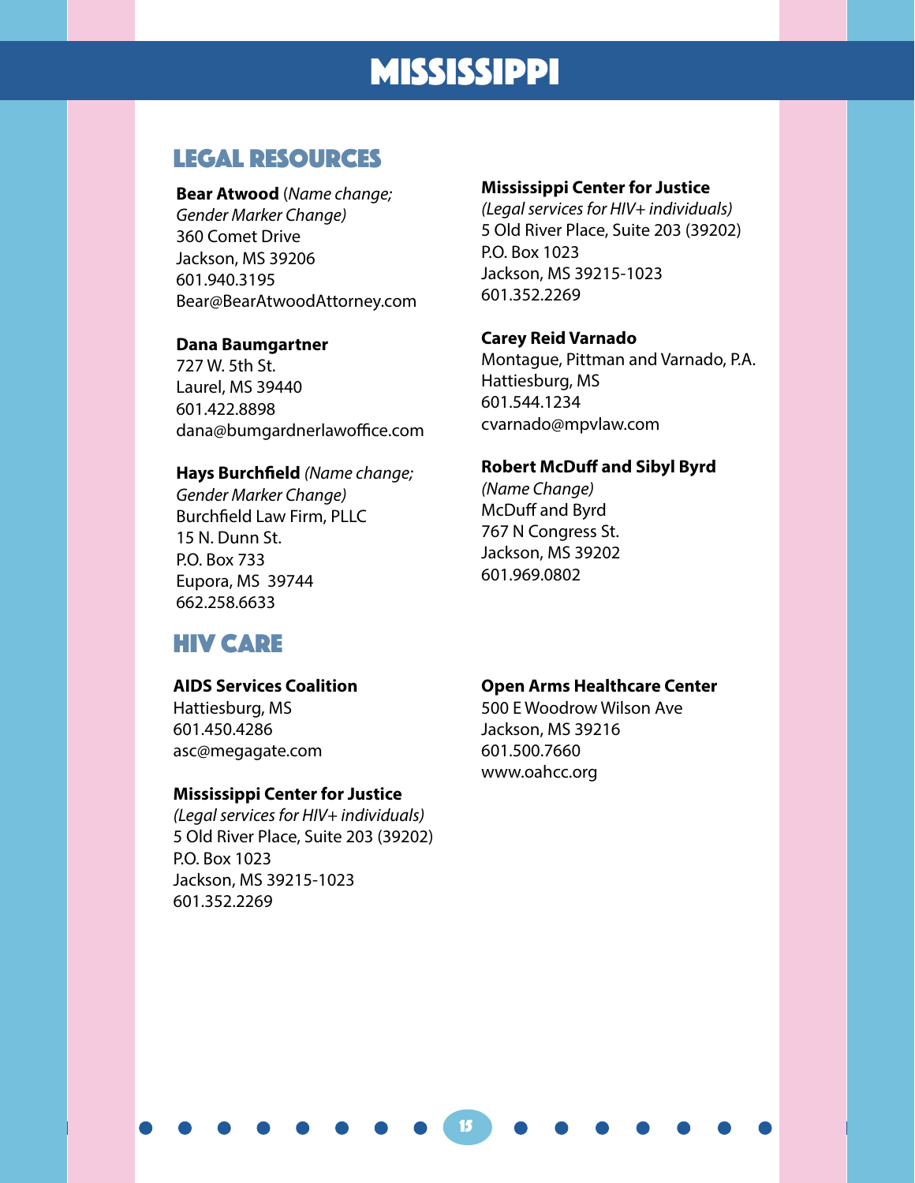# MISSISSIPPI

## LEGAL RESOURCES

**Bear Atwood** (*Name change; Gender Marker Change)*
360 Comet Drive
Jackson, MS 39206
601.940.3195
Bear@BearAtwoodAttorney.com

**Dana Baumgartner**
727 W. 5th St.
Laurel, MS 39440
601.422.8898
dana@bumgardnerlawoffice.com

**Hays Burchfield** *(Name change; Gender Marker Change)*
Burchfield Law Firm, PLLC
15 N. Dunn St.
P.O. Box 733
Eupora, MS 39744
662.258.6633

**Mississippi Center for Justice**
*(Legal services for HIV+ individuals)*
5 Old River Place, Suite 203 (39202)
P.O. Box 1023
Jackson, MS 39215-1023
601.352.2269

**Carey Reid Varnado**
Montague, Pittman and Varnado, P.A.
Hattiesburg, MS
601.544.1234
cvarnado@mpvlaw.com

**Robert McDuff and Sibyl Byrd**
*(Name Change)*
McDuff and Byrd
767 N Congress St.
Jackson, MS 39202
601.969.0802

## HIV CARE

**AIDS Services Coalition**
Hattiesburg, MS
601.450.4286
asc@megagate.com

**Mississippi Center for Justice**
*(Legal services for HIV+ individuals)*
5 Old River Place, Suite 203 (39202)
P.O. Box 1023
Jackson, MS 39215-1023
601.352.2269

**Open Arms Healthcare Center**
500 E Woodrow Wilson Ave
Jackson, MS 39216
601.500.7660
www.oahcc.org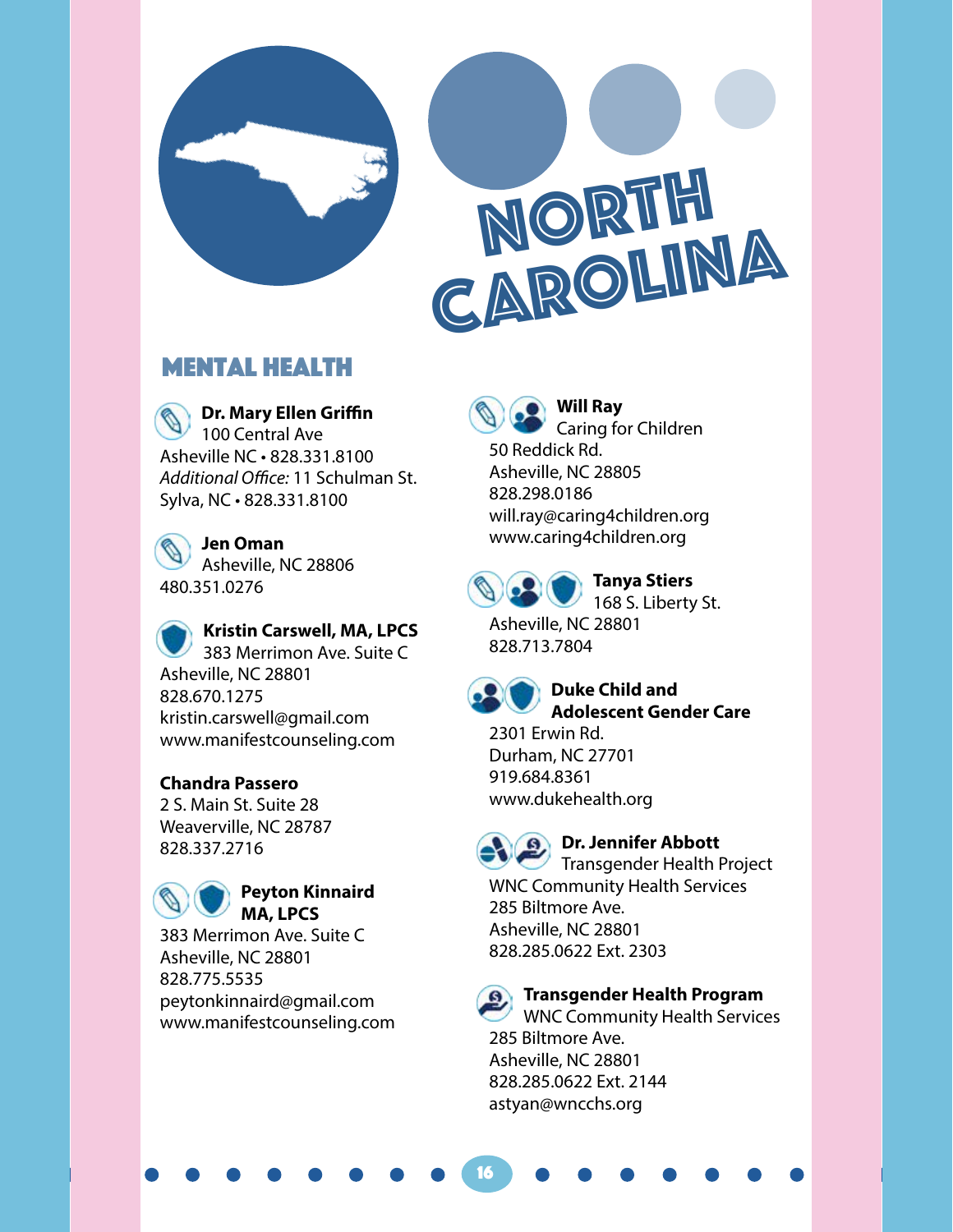# NORTH CAROLINA

## MENTAL HEALTH

**Dr. Mary Ellen Griffin**
100 Central Ave
Asheville NC • 828.331.8100
*Additional Office:* 11 Schulman St.
Sylva, NC • 828.331.8100

**Jen Oman**
Asheville, NC 28806
480.351.0276

**Kristin Carswell, MA, LPCS**
383 Merrimon Ave. Suite C
Asheville, NC 28801
828.670.1275
kristin.carswell@gmail.com
www.manifestcounseling.com

**Chandra Passero**
2 S. Main St. Suite 28
Weaverville, NC 28787
828.337.2716

**Peyton Kinnaird MA, LPCS**
383 Merrimon Ave. Suite C
Asheville, NC 28801
828.775.5535
peytonkinnaird@gmail.com
www.manifestcounseling.com

**Will Ray**
Caring for Children
50 Reddick Rd.
Asheville, NC 28805
828.298.0186
will.ray@caring4children.org
www.caring4children.org

**Tanya Stiers**
168 S. Liberty St.
Asheville, NC 28801
828.713.7804

**Duke Child and Adolescent Gender Care**
2301 Erwin Rd.
Durham, NC 27701
919.684.8361
www.dukehealth.org

**Dr. Jennifer Abbott**
Transgender Health Project
WNC Community Health Services
285 Biltmore Ave.
Asheville, NC 28801
828.285.0622 Ext. 2303

**Transgender Health Program**
WNC Community Health Services
285 Biltmore Ave.
Asheville, NC 28801
828.285.0622 Ext. 2144
astyan@wncchs.org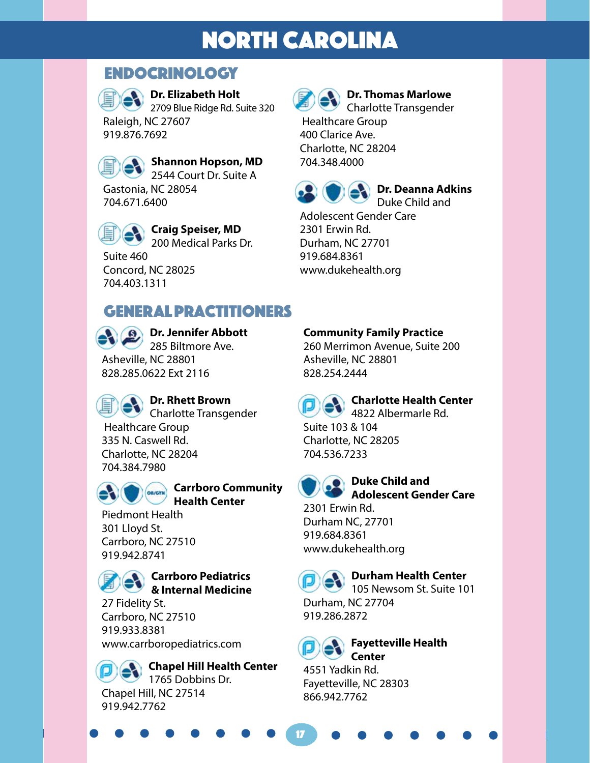# NORTH CAROLINA

## ENDOCRINOLOGY

**Dr. Elizabeth Holt**
2709 Blue Ridge Rd. Suite 320
Raleigh, NC 27607
919.876.7692

**Shannon Hopson, MD**
2544 Court Dr. Suite A
Gastonia, NC 28054
704.671.6400

**Craig Speiser, MD**
200 Medical Parks Dr.
Suite 460
Concord, NC 28025
704.403.1311

**Dr. Thomas Marlowe**
Charlotte Transgender Healthcare Group
400 Clarice Ave.
Charlotte, NC 28204
704.348.4000

**Dr. Deanna Adkins**
Duke Child and Adolescent Gender Care
2301 Erwin Rd.
Durham, NC 27701
919.684.8361
www.dukehealth.org

## GENERAL PRACTITIONERS

**Dr. Jennifer Abbott**
285 Biltmore Ave.
Asheville, NC 28801
828.285.0622 Ext 2116

**Dr. Rhett Brown**
Charlotte Transgender Healthcare Group
335 N. Caswell Rd.
Charlotte, NC 28204
704.384.7980

**Carrboro Community Health Center**
Piedmont Health
301 Lloyd St.
Carrboro, NC 27510
919.942.8741

**Carrboro Pediatrics & Internal Medicine**
27 Fidelity St.
Carrboro, NC 27510
919.933.8381
www.carrboropediatrics.com

**Chapel Hill Health Center**
1765 Dobbins Dr.
Chapel Hill, NC 27514
919.942.7762

**Community Family Practice**
260 Merrimon Avenue, Suite 200
Asheville, NC 28801
828.254.2444

**Charlotte Health Center**
4822 Albermarle Rd.
Suite 103 & 104
Charlotte, NC 28205
704.536.7233

**Duke Child and Adolescent Gender Care**
2301 Erwin Rd.
Durham NC, 27701
919.684.8361
www.dukehealth.org

**Durham Health Center**
105 Newsom St. Suite 101
Durham, NC 27704
919.286.2872

**Fayetteville Health Center**
4551 Yadkin Rd.
Fayetteville, NC 28303
866.942.7762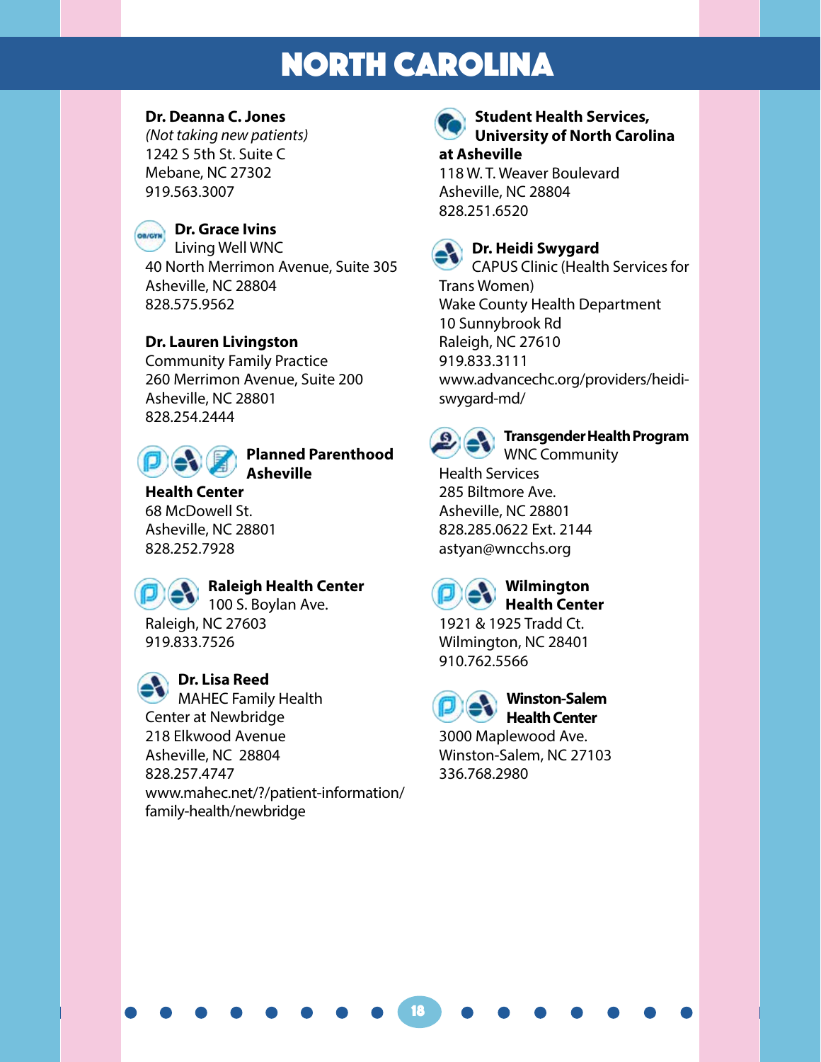# NORTH CAROLINA

**Dr. Deanna C. Jones**
*(Not taking new patients)*
1242 S 5th St. Suite C
Mebane, NC 27302
919.563.3007

**Dr. Grace Ivins**
Living Well WNC
40 North Merrimon Avenue, Suite 305
Asheville, NC 28804
828.575.9562

**Dr. Lauren Livingston**
Community Family Practice
260 Merrimon Avenue, Suite 200
Asheville, NC 28801
828.254.2444

**Planned Parenthood Asheville Health Center**
68 McDowell St.
Asheville, NC 28801
828.252.7928

**Raleigh Health Center**
100 S. Boylan Ave.
Raleigh, NC 27603
919.833.7526

**Dr. Lisa Reed**
MAHEC Family Health Center at Newbridge
218 Elkwood Avenue
Asheville, NC 28804
828.257.4747
www.mahec.net/?/patient-information/family-health/newbridge

**Student Health Services, University of North Carolina at Asheville**
118 W. T. Weaver Boulevard
Asheville, NC 28804
828.251.6520

**Dr. Heidi Swygard**
CAPUS Clinic (Health Services for Trans Women)
Wake County Health Department
10 Sunnybrook Rd
Raleigh, NC 27610
919.833.3111
www.advancechc.org/providers/heidi-swygard-md/

**Transgender Health Program**
WNC Community Health Services
285 Biltmore Ave.
Asheville, NC 28801
828.285.0622 Ext. 2144
astyan@wncchs.org

**Wilmington Health Center**
1921 & 1925 Tradd Ct.
Wilmington, NC 28401
910.762.5566

**Winston-Salem Health Center**
3000 Maplewood Ave.
Winston-Salem, NC 27103
336.768.2980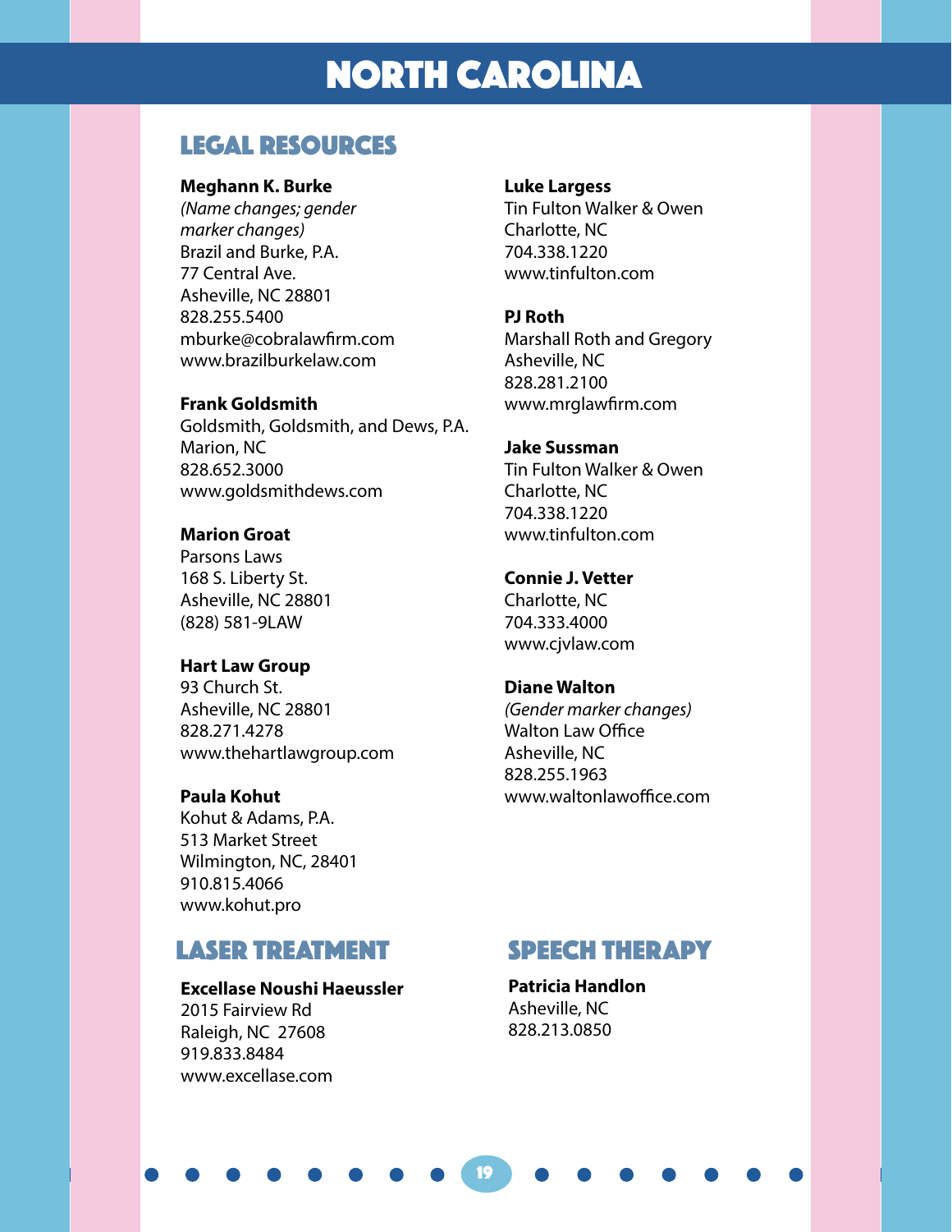# NORTH CAROLINA

## LEGAL RESOURCES

**Meghann K. Burke**
*(Name changes; gender marker changes)*
Brazil and Burke, P.A.
77 Central Ave.
Asheville, NC 28801
828.255.5400
mburke@cobralawfirm.com
www.brazilburkelaw.com

**Frank Goldsmith**
Goldsmith, Goldsmith, and Dews, P.A.
Marion, NC
828.652.3000
www.goldsmithdews.com

**Marion Groat**
Parsons Laws
168 S. Liberty St.
Asheville, NC 28801
(828) 581-9LAW

**Hart Law Group**
93 Church St.
Asheville, NC 28801
828.271.4278
www.thehartlawgroup.com

**Paula Kohut**
Kohut & Adams, P.A.
513 Market Street
Wilmington, NC, 28401
910.815.4066
www.kohut.pro

**Luke Largess**
Tin Fulton Walker & Owen
Charlotte, NC
704.338.1220
www.tinfulton.com

**PJ Roth**
Marshall Roth and Gregory
Asheville, NC
828.281.2100
www.mrglawfirm.com

**Jake Sussman**
Tin Fulton Walker & Owen
Charlotte, NC
704.338.1220
www.tinfulton.com

**Connie J. Vetter**
Charlotte, NC
704.333.4000
www.cjvlaw.com

**Diane Walton**
*(Gender marker changes)*
Walton Law Office
Asheville, NC
828.255.1963
www.waltonlawoffice.com

## LASER TREATMENT

**Excellase Noushi Haeussler**
2015 Fairview Rd
Raleigh, NC 27608
919.833.8484
www.excellase.com

## SPEECH THERAPY

**Patricia Handlon**
Asheville, NC
828.213.0850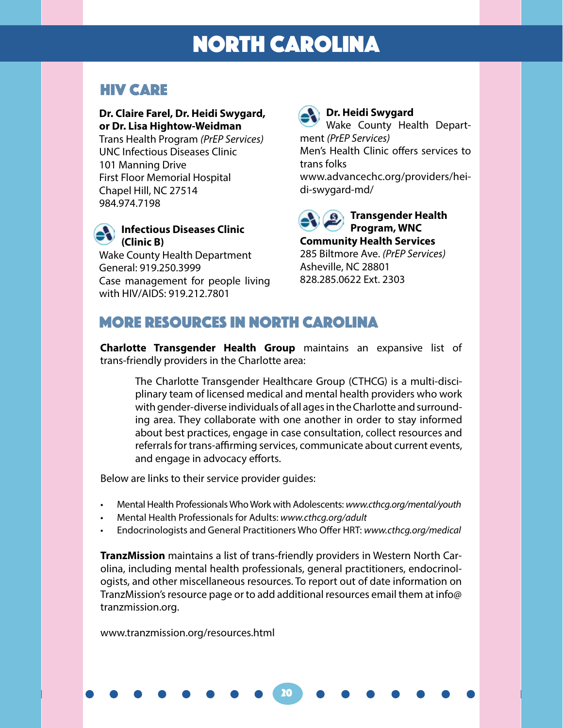# NORTH CAROLINA

## HIV CARE

**Dr. Claire Farel, Dr. Heidi Swygard, or Dr. Lisa Hightow-Weidman**
Trans Health Program *(PrEP Services)*
UNC Infectious Diseases Clinic
101 Manning Drive
First Floor Memorial Hospital
Chapel Hill, NC 27514
984.974.7198

**Infectious Diseases Clinic (Clinic B)**
Wake County Health Department
General: 919.250.3999
Case management for people living with HIV/AIDS: 919.212.7801

**Dr. Heidi Swygard**
Wake County Health Department *(PrEP Services)*
Men's Health Clinic offers services to trans folks
www.advancechc.org/providers/heidi-swygard-md/

**Transgender Health Program, WNC Community Health Services**
285 Biltmore Ave. *(PrEP Services)*
Asheville, NC 28801
828.285.0622 Ext. 2303

## MORE RESOURCES IN NORTH CAROLINA

**Charlotte Transgender Health Group** maintains an expansive list of trans-friendly providers in the Charlotte area:

> The Charlotte Transgender Healthcare Group (CTHCG) is a multi-disciplinary team of licensed medical and mental health providers who work with gender-diverse individuals of all ages in the Charlotte and surrounding area. They collaborate with one another in order to stay informed about best practices, engage in case consultation, collect resources and referrals for trans-affirming services, communicate about current events, and engage in advocacy efforts.

Below are links to their service provider guides:

- Mental Health Professionals Who Work with Adolescents: *www.cthcg.org/mental/youth*
- Mental Health Professionals for Adults: *www.cthcg.org/adult*
- Endocrinologists and General Practitioners Who Offer HRT: *www.cthcg.org/medical*

**TranzMission** maintains a list of trans-friendly providers in Western North Carolina, including mental health professionals, general practitioners, endocrinologists, and other miscellaneous resources. To report out of date information on TranzMission's resource page or to add additional resources email them at info@tranzmission.org.

www.tranzmission.org/resources.html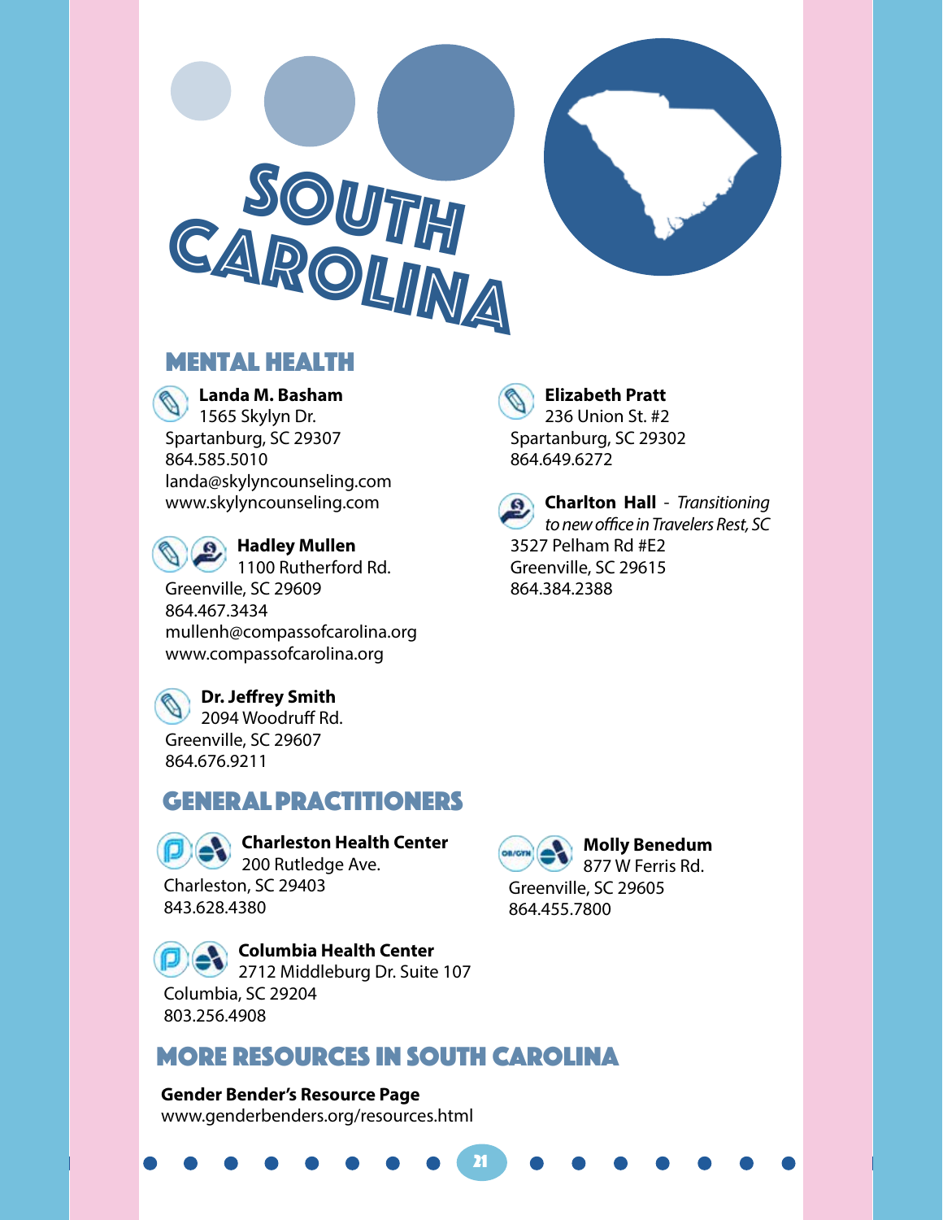# South Carolina

## Mental Health

**Landa M. Basham**
1565 Skylyn Dr.
Spartanburg, SC 29307
864.585.5010
landa@skylyncounseling.com
www.skylyncounseling.com

**Hadley Mullen**
1100 Rutherford Rd.
Greenville, SC 29609
864.467.3434
mullenh@compassofcarolina.org
www.compassofcarolina.org

**Dr. Jeffrey Smith**
2094 Woodruff Rd.
Greenville, SC 29607
864.676.9211

**Elizabeth Pratt**
236 Union St. #2
Spartanburg, SC 29302
864.649.6272

**Charlton Hall** - *Transitioning to new office in Travelers Rest, SC*
3527 Pelham Rd #E2
Greenville, SC 29615
864.384.2388

## General Practitioners

**Charleston Health Center**
200 Rutledge Ave.
Charleston, SC 29403
843.628.4380

**Columbia Health Center**
2712 Middleburg Dr. Suite 107
Columbia, SC 29204
803.256.4908

**Molly Benedum**
877 W Ferris Rd.
Greenville, SC 29605
864.455.7800

## More Resources in South Carolina

**Gender Bender's Resource Page**
www.genderbenders.org/resources.html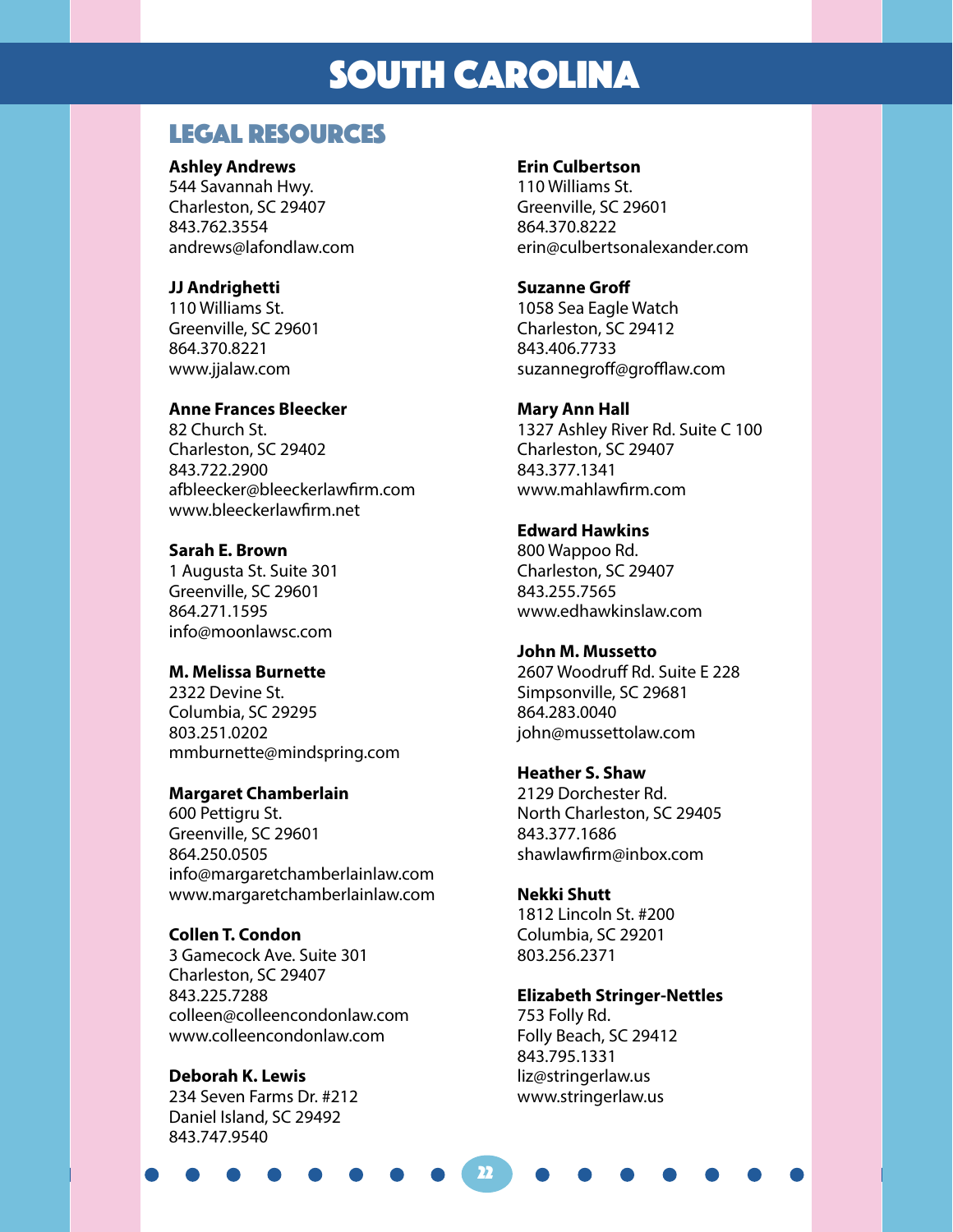# SOUTH CAROLINA

## LEGAL RESOURCES

**Ashley Andrews**
544 Savannah Hwy.
Charleston, SC 29407
843.762.3554
andrews@lafondlaw.com

**JJ Andrighetti**
110 Williams St.
Greenville, SC 29601
864.370.8221
www.jjalaw.com

**Anne Frances Bleecker**
82 Church St.
Charleston, SC 29402
843.722.2900
afbleecker@bleeckerlawfirm.com
www.bleeckerlawfirm.net

**Sarah E. Brown**
1 Augusta St. Suite 301
Greenville, SC 29601
864.271.1595
info@moonlawsc.com

**M. Melissa Burnette**
2322 Devine St.
Columbia, SC 29295
803.251.0202
mmburnette@mindspring.com

**Margaret Chamberlain**
600 Pettigru St.
Greenville, SC 29601
864.250.0505
info@margaretchamberlainlaw.com
www.margaretchamberlainlaw.com

**Collen T. Condon**
3 Gamecock Ave. Suite 301
Charleston, SC 29407
843.225.7288
colleen@colleencondonlaw.com
www.colleencondonlaw.com

**Deborah K. Lewis**
234 Seven Farms Dr. #212
Daniel Island, SC 29492
843.747.9540

**Erin Culbertson**
110 Williams St.
Greenville, SC 29601
864.370.8222
erin@culbertsonalexander.com

**Suzanne Groff**
1058 Sea Eagle Watch
Charleston, SC 29412
843.406.7733
suzannegroff@grofflaw.com

**Mary Ann Hall**
1327 Ashley River Rd. Suite C 100
Charleston, SC 29407
843.377.1341
www.mahlawfirm.com

**Edward Hawkins**
800 Wappoo Rd.
Charleston, SC 29407
843.255.7565
www.edhawkinslaw.com

**John M. Mussetto**
2607 Woodruff Rd. Suite E 228
Simpsonville, SC 29681
864.283.0040
john@mussettolaw.com

**Heather S. Shaw**
2129 Dorchester Rd.
North Charleston, SC 29405
843.377.1686
shawlawfirm@inbox.com

**Nekki Shutt**
1812 Lincoln St. #200
Columbia, SC 29201
803.256.2371

**Elizabeth Stringer-Nettles**
753 Folly Rd.
Folly Beach, SC 29412
843.795.1331
liz@stringerlaw.us
www.stringerlaw.us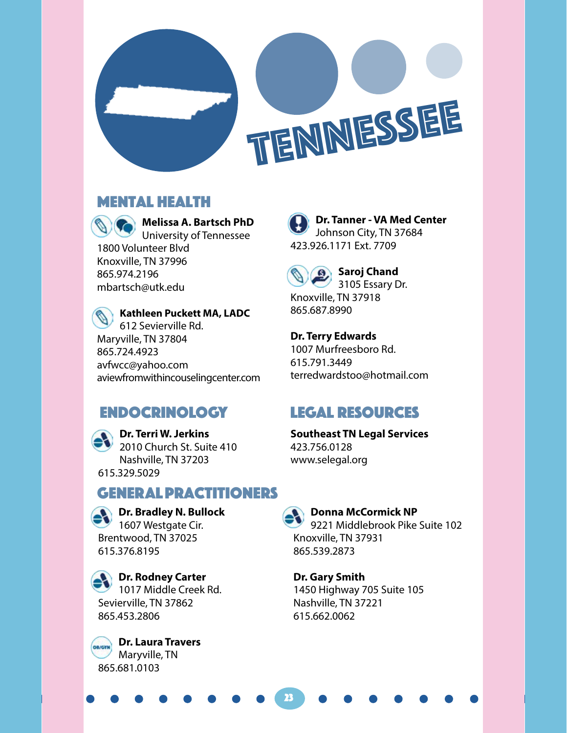# TENNESSEE

## MENTAL HEALTH

**Melissa A. Bartsch PhD**
University of Tennessee
1800 Volunteer Blvd
Knoxville, TN 37996
865.974.2196
mbartsch@utk.edu

**Kathleen Puckett MA, LADC**
612 Sevierville Rd.
Maryville, TN 37804
865.724.4923
avfwcc@yahoo.com
aviewfromwithincouselingcenter.com

**Dr. Tanner - VA Med Center**
Johnson City, TN 37684
423.926.1171 Ext. 7709

**Saroj Chand**
3105 Essary Dr.
Knoxville, TN 37918
865.687.8990

**Dr. Terry Edwards**
1007 Murfreesboro Rd.
615.791.3449
terredwardstoo@hotmail.com

## ENDOCRINOLOGY

**Dr. Terri W. Jerkins**
2010 Church St. Suite 410
Nashville, TN 37203
615.329.5029

## LEGAL RESOURCES

**Southeast TN Legal Services**
423.756.0128
www.selegal.org

## GENERAL PRACTITIONERS

**Dr. Bradley N. Bullock**
1607 Westgate Cir.
Brentwood, TN 37025
615.376.8195

**Dr. Rodney Carter**
1017 Middle Creek Rd.
Sevierville, TN 37862
865.453.2806

**Dr. Laura Travers**
Maryville, TN
865.681.0103

**Donna McCormick NP**
9221 Middlebrook Pike Suite 102
Knoxville, TN 37931
865.539.2873

**Dr. Gary Smith**
1450 Highway 705 Suite 105
Nashville, TN 37221
615.662.0062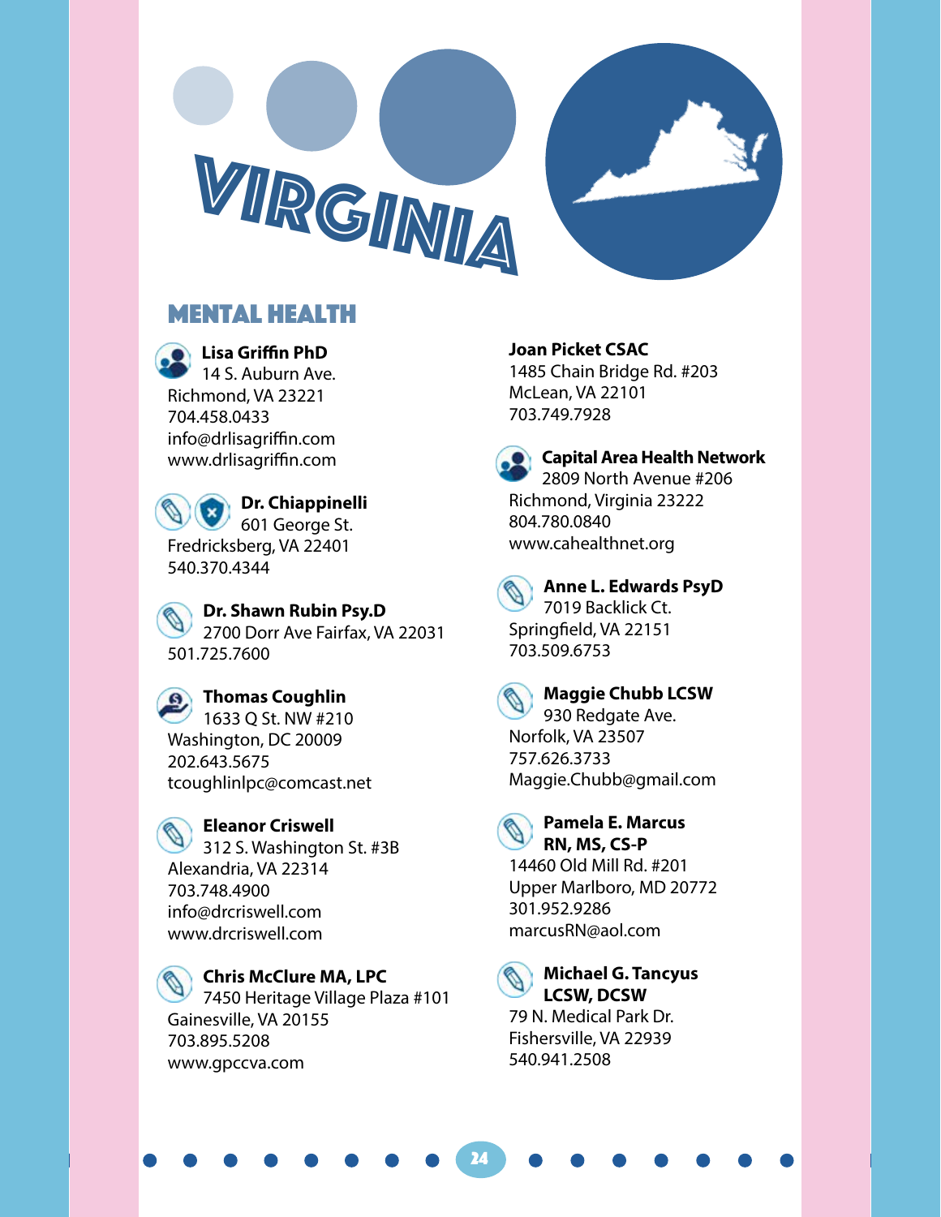# VIRGINIA

## MENTAL HEALTH

**Lisa Griffin PhD**
14 S. Auburn Ave.
Richmond, VA 23221
704.458.0433
info@drlisagriffin.com
www.drlisagriffin.com

**Dr. Chiappinelli**
601 George St.
Fredricksberg, VA 22401
540.370.4344

**Dr. Shawn Rubin Psy.D**
2700 Dorr Ave Fairfax, VA 22031
501.725.7600

**Thomas Coughlin**
1633 Q St. NW #210
Washington, DC 20009
202.643.5675
tcoughlinlpc@comcast.net

**Eleanor Criswell**
312 S. Washington St. #3B
Alexandria, VA 22314
703.748.4900
info@drcriswell.com
www.drcriswell.com

**Chris McClure MA, LPC**
7450 Heritage Village Plaza #101
Gainesville, VA 20155
703.895.5208
www.gpccva.com

**Joan Picket CSAC**
1485 Chain Bridge Rd. #203
McLean, VA 22101
703.749.7928

**Capital Area Health Network**
2809 North Avenue #206
Richmond, Virginia 23222
804.780.0840
www.cahealthnet.org

**Anne L. Edwards PsyD**
7019 Backlick Ct.
Springfield, VA 22151
703.509.6753

**Maggie Chubb LCSW**
930 Redgate Ave.
Norfolk, VA 23507
757.626.3733
Maggie.Chubb@gmail.com

**Pamela E. Marcus RN, MS, CS-P**
14460 Old Mill Rd. #201
Upper Marlboro, MD 20772
301.952.9286
marcusRN@aol.com

**Michael G. Tancyus LCSW, DCSW**
79 N. Medical Park Dr.
Fishersville, VA 22939
540.941.2508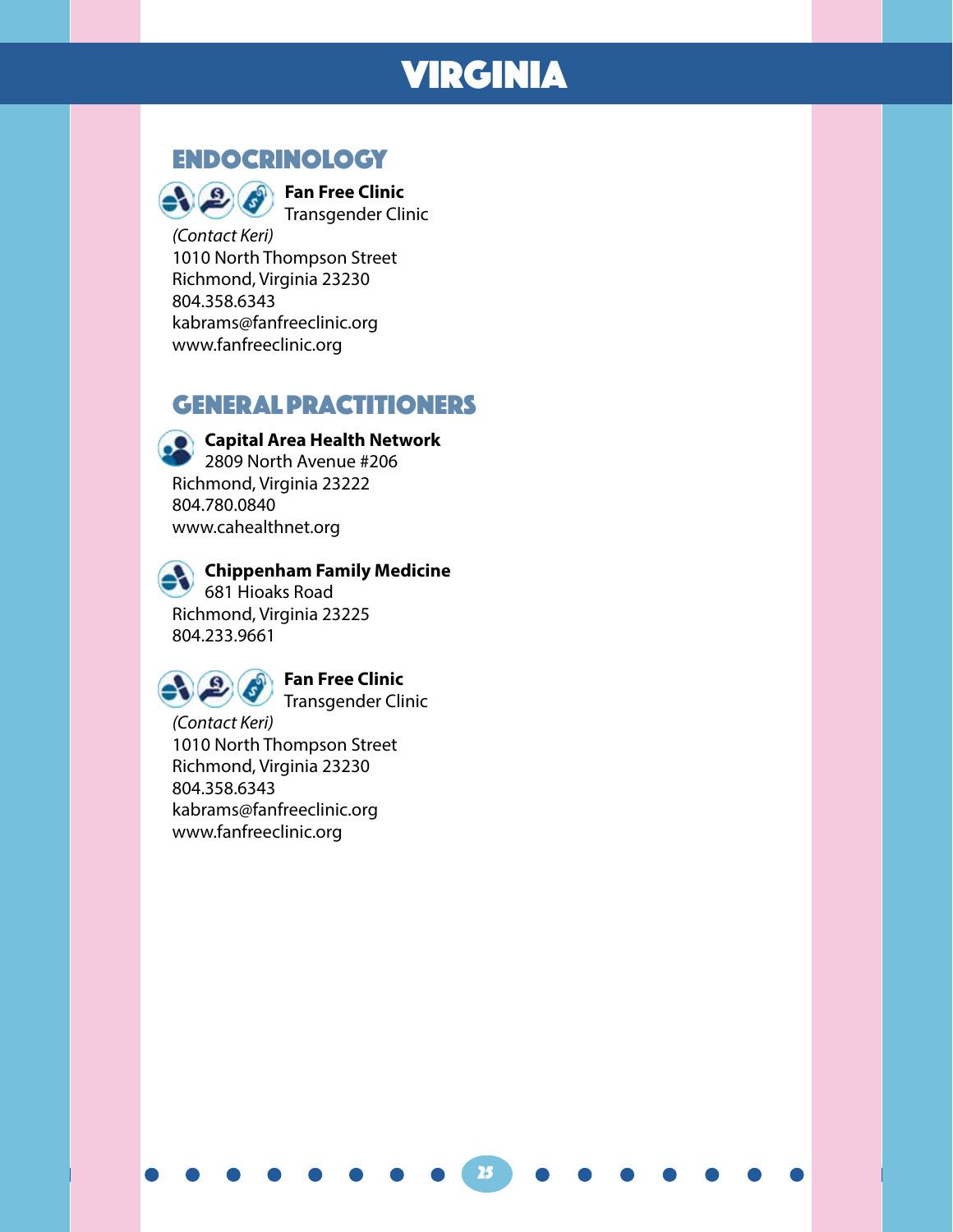# VIRGINIA

## ENDOCRINOLOGY

**Fan Free Clinic**
Transgender Clinic
*(Contact Keri)*
1010 North Thompson Street
Richmond, Virginia 23230
804.358.6343
kabrams@fanfreeclinic.org
www.fanfreeclinic.org

## GENERAL PRACTITIONERS

**Capital Area Health Network**
2809 North Avenue #206
Richmond, Virginia 23222
804.780.0840
www.cahealthnet.org

**Chippenham Family Medicine**
681 Hioaks Road
Richmond, Virginia 23225
804.233.9661

**Fan Free Clinic**
Transgender Clinic
*(Contact Keri)*
1010 North Thompson Street
Richmond, Virginia 23230
804.358.6343
kabrams@fanfreeclinic.org
www.fanfreeclinic.org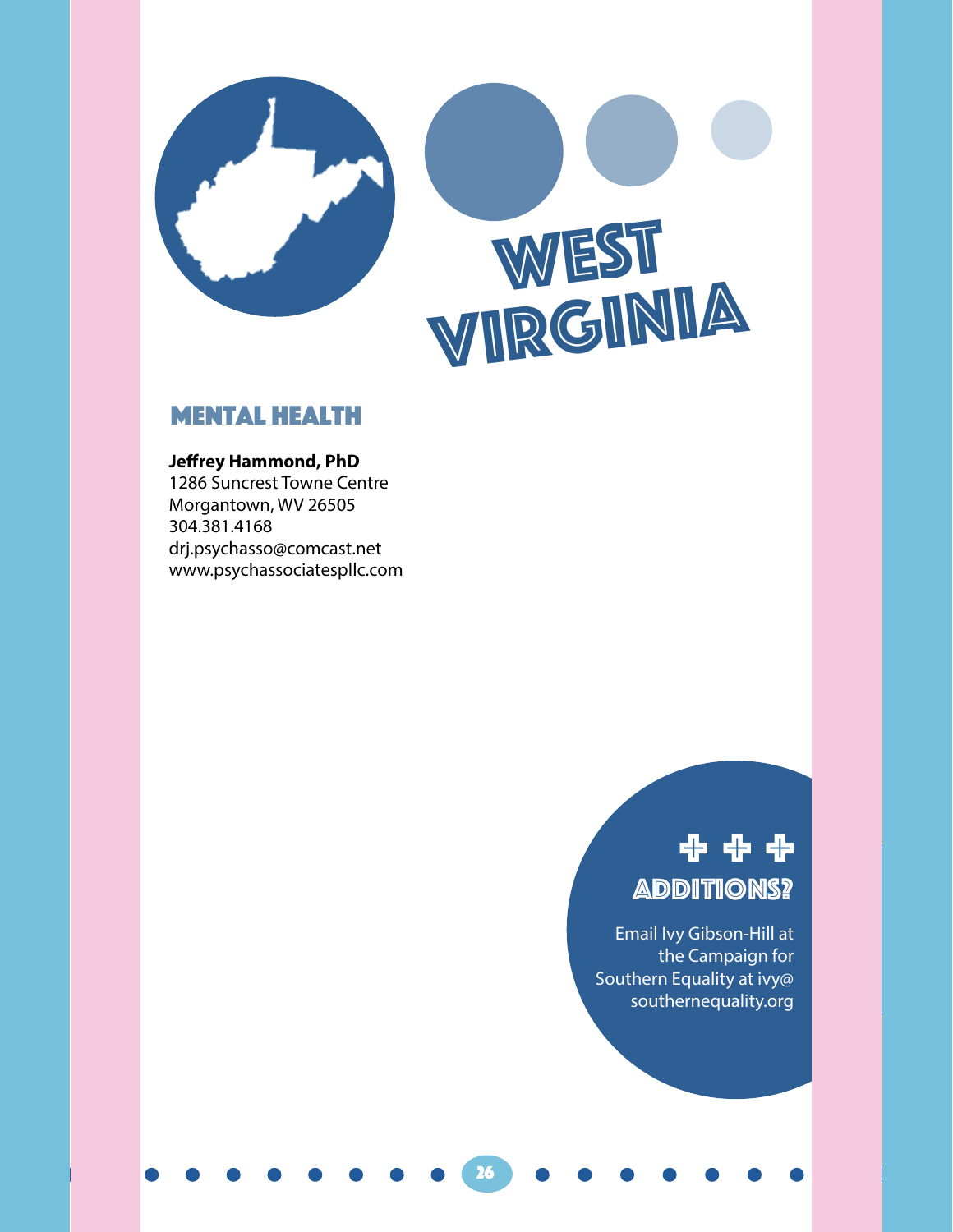# West Virginia

## Mental Health

**Jeffrey Hammond, PhD**
1286 Suncrest Towne Centre
Morgantown, WV 26505
304.381.4168
drj.psychasso@comcast.net
www.psychassociatespllc.com

### Additions?

Email Ivy Gibson-Hill at the Campaign for Southern Equality at ivy@southernequality.org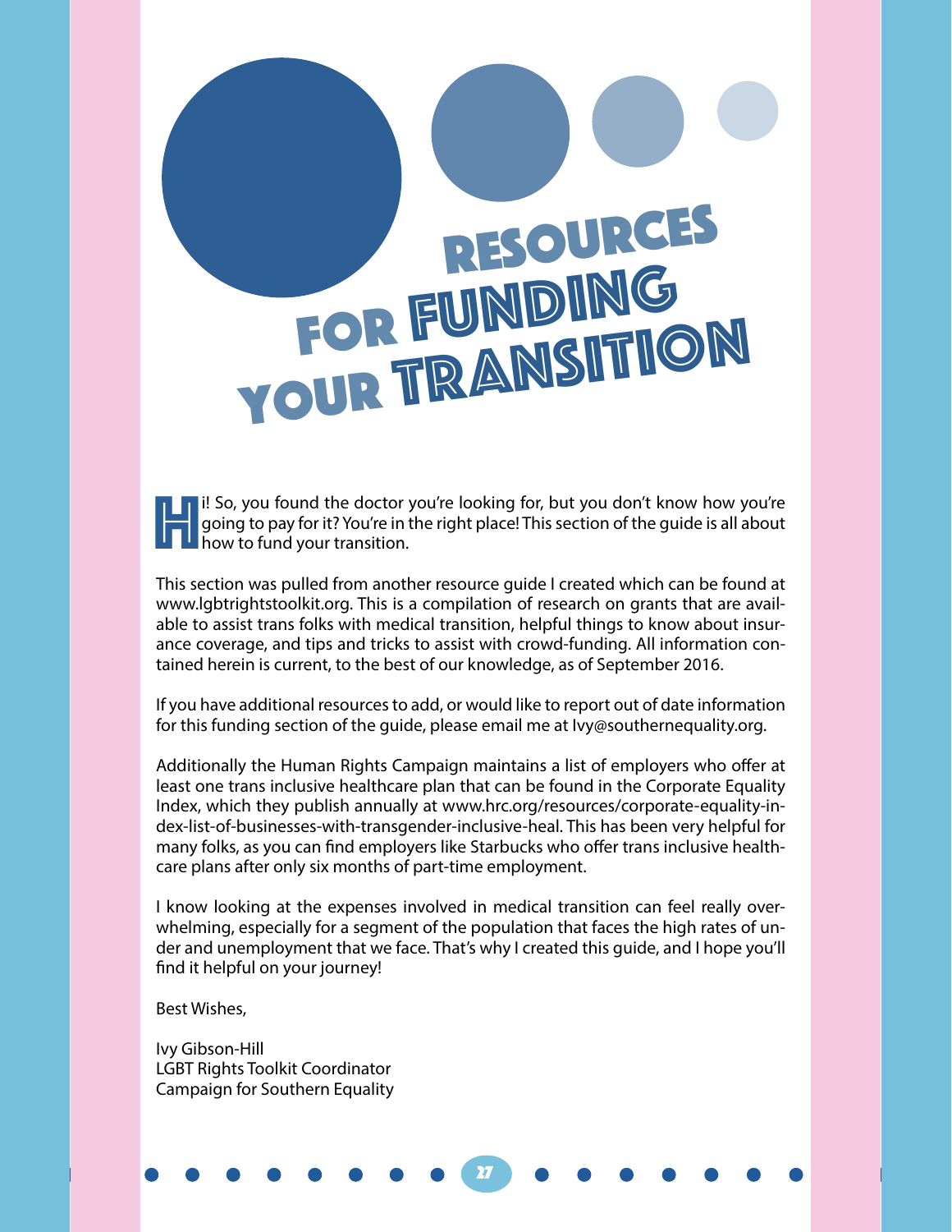# Resources for Funding Your Transition

Hi! So, you found the doctor you're looking for, but you don't know how you're going to pay for it? You're in the right place! This section of the guide is all about how to fund your transition.

This section was pulled from another resource guide I created which can be found at www.lgbtrightstoolkit.org. This is a compilation of research on grants that are available to assist trans folks with medical transition, helpful things to know about insurance coverage, and tips and tricks to assist with crowd-funding. All information contained herein is current, to the best of our knowledge, as of September 2016.

If you have additional resources to add, or would like to report out of date information for this funding section of the guide, please email me at Ivy@southernequality.org.

Additionally the Human Rights Campaign maintains a list of employers who offer at least one trans inclusive healthcare plan that can be found in the Corporate Equality Index, which they publish annually at www.hrc.org/resources/corporate-equality-index-list-of-businesses-with-transgender-inclusive-heal. This has been very helpful for many folks, as you can find employers like Starbucks who offer trans inclusive healthcare plans after only six months of part-time employment.

I know looking at the expenses involved in medical transition can feel really overwhelming, especially for a segment of the population that faces the high rates of under and unemployment that we face. That's why I created this guide, and I hope you'll find it helpful on your journey!

Best Wishes,

Ivy Gibson-Hill
LGBT Rights Toolkit Coordinator
Campaign for Southern Equality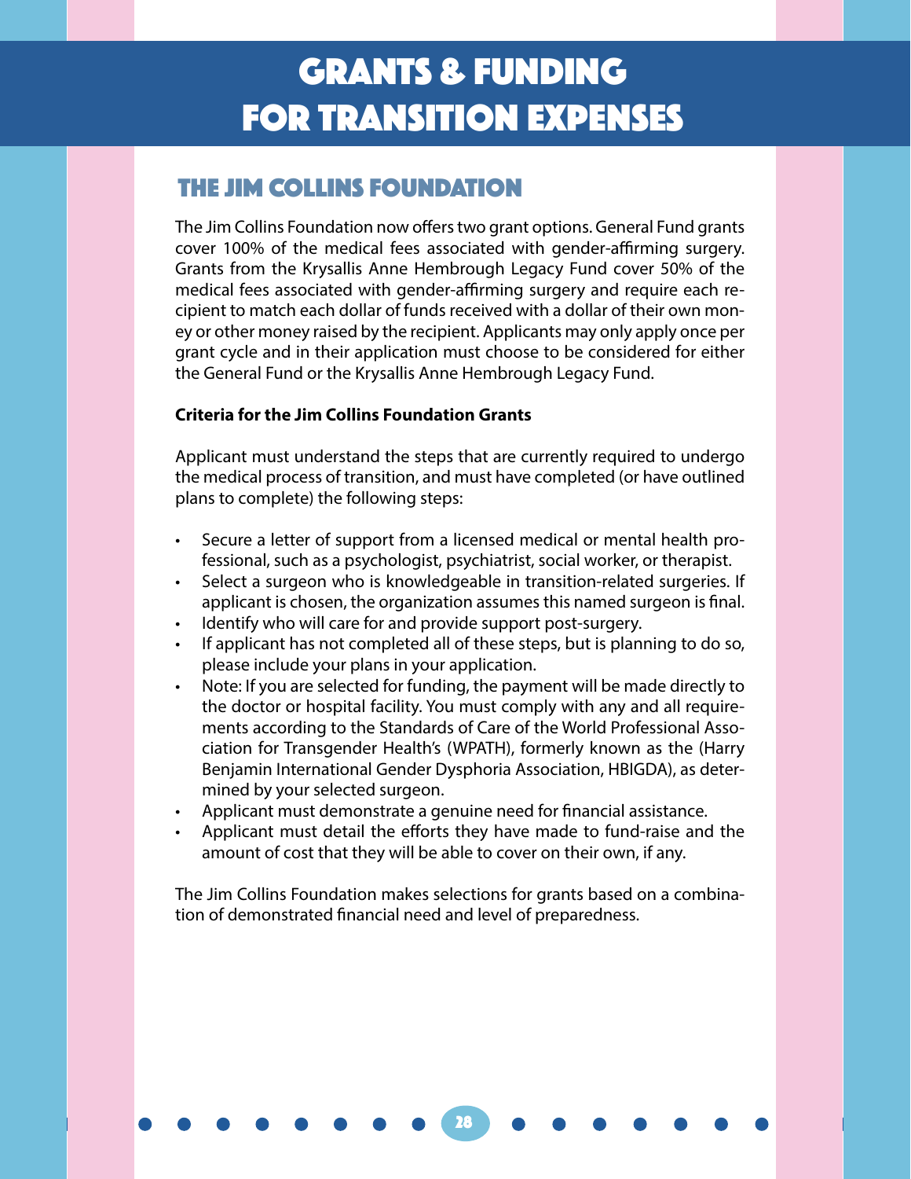# GRANTS & FUNDING FOR TRANSITION EXPENSES

## THE JIM COLLINS FOUNDATION

The Jim Collins Foundation now offers two grant options. General Fund grants cover 100% of the medical fees associated with gender-affirming surgery. Grants from the Krysallis Anne Hembrough Legacy Fund cover 50% of the medical fees associated with gender-affirming surgery and require each recipient to match each dollar of funds received with a dollar of their own money or other money raised by the recipient. Applicants may only apply once per grant cycle and in their application must choose to be considered for either the General Fund or the Krysallis Anne Hembrough Legacy Fund.

**Criteria for the Jim Collins Foundation Grants**

Applicant must understand the steps that are currently required to undergo the medical process of transition, and must have completed (or have outlined plans to complete) the following steps:

- Secure a letter of support from a licensed medical or mental health professional, such as a psychologist, psychiatrist, social worker, or therapist.
- Select a surgeon who is knowledgeable in transition-related surgeries. If applicant is chosen, the organization assumes this named surgeon is final.
- Identify who will care for and provide support post-surgery.
- If applicant has not completed all of these steps, but is planning to do so, please include your plans in your application.
- Note: If you are selected for funding, the payment will be made directly to the doctor or hospital facility. You must comply with any and all requirements according to the Standards of Care of the World Professional Association for Transgender Health's (WPATH), formerly known as the (Harry Benjamin International Gender Dysphoria Association, HBIGDA), as determined by your selected surgeon.
- Applicant must demonstrate a genuine need for financial assistance.
- Applicant must detail the efforts they have made to fund-raise and the amount of cost that they will be able to cover on their own, if any.

The Jim Collins Foundation makes selections for grants based on a combination of demonstrated financial need and level of preparedness.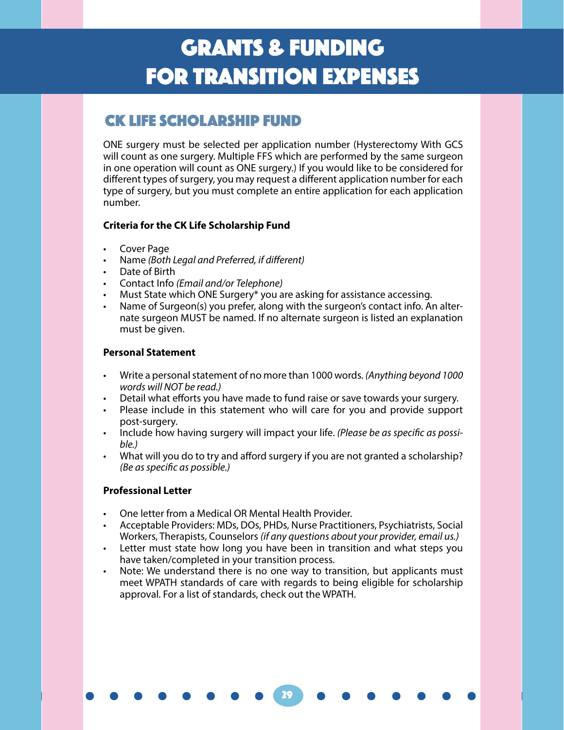# GRANTS & FUNDING FOR TRANSITION EXPENSES

## CK LIFE SCHOLARSHIP FUND

ONE surgery must be selected per application number (Hysterectomy With GCS will count as one surgery. Multiple FFS which are performed by the same surgeon in one operation will count as ONE surgery.) If you would like to be considered for different types of surgery, you may request a different application number for each type of surgery, but you must complete an entire application for each application number.

**Criteria for the CK Life Scholarship Fund**

- Cover Page
- Name *(Both Legal and Preferred, if different)*
- Date of Birth
- Contact Info *(Email and/or Telephone)*
- Must State which ONE Surgery* you are asking for assistance accessing.
- Name of Surgeon(s) you prefer, along with the surgeon's contact info. An alternate surgeon MUST be named. If no alternate surgeon is listed an explanation must be given.

**Personal Statement**

- Write a personal statement of no more than 1000 words. *(Anything beyond 1000 words will NOT be read.)*
- Detail what efforts you have made to fund raise or save towards your surgery.
- Please include in this statement who will care for you and provide support post-surgery.
- Include how having surgery will impact your life. *(Please be as specific as possible.)*
- What will you do to try and afford surgery if you are not granted a scholarship? *(Be as specific as possible.)*

**Professional Letter**

- One letter from a Medical OR Mental Health Provider.
- Acceptable Providers: MDs, DOs, PHDs, Nurse Practitioners, Psychiatrists, Social Workers, Therapists, Counselors *(if any questions about your provider, email us.)*
- Letter must state how long you have been in transition and what steps you have taken/completed in your transition process.
- Note: We understand there is no one way to transition, but applicants must meet WPATH standards of care with regards to being eligible for scholarship approval. For a list of standards, check out the WPATH.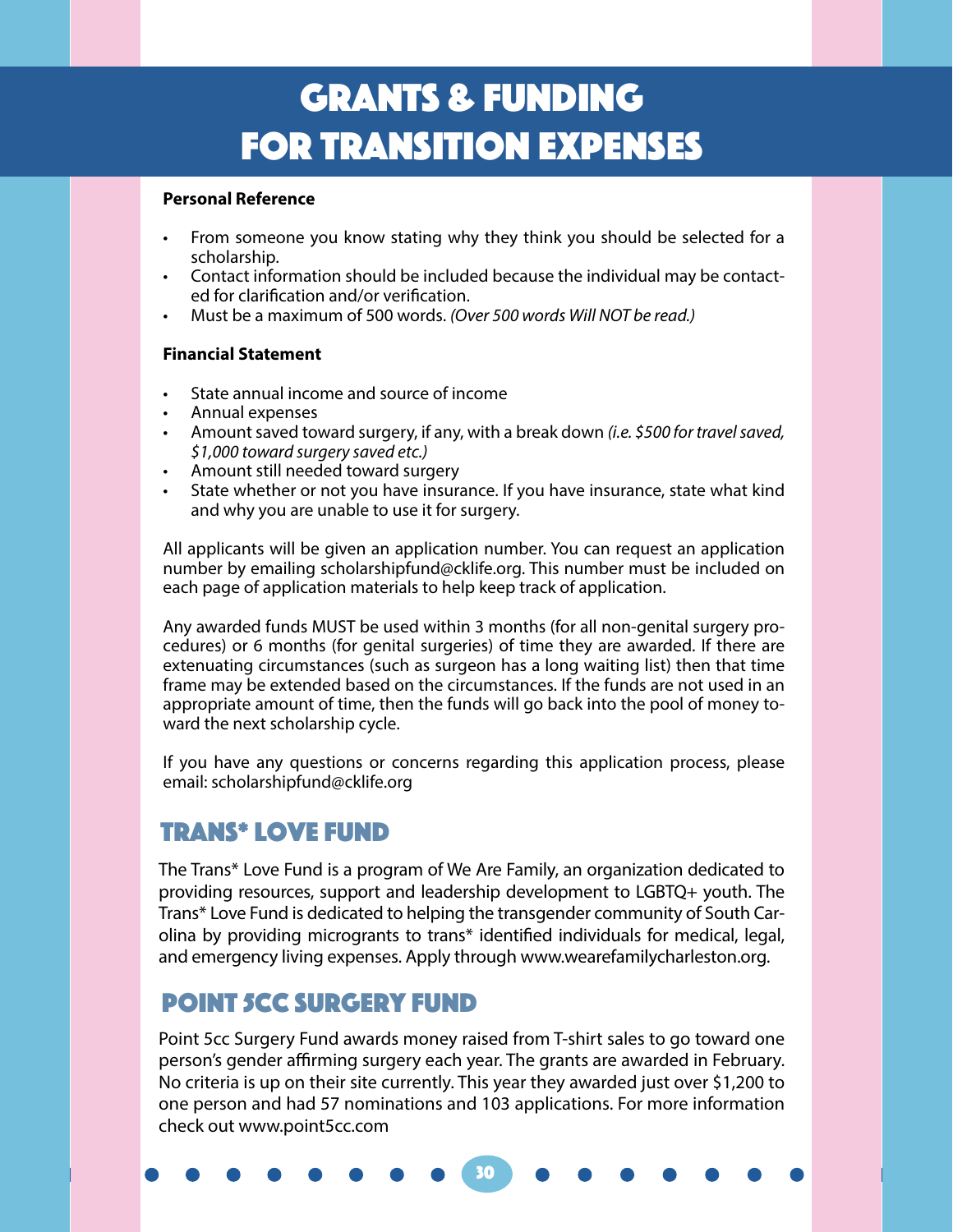# GRANTS & FUNDING FOR TRANSITION EXPENSES

**Personal Reference**

- From someone you know stating why they think you should be selected for a scholarship.
- Contact information should be included because the individual may be contacted for clarification and/or verification.
- Must be a maximum of 500 words. *(Over 500 words Will NOT be read.)*

**Financial Statement**

- State annual income and source of income
- Annual expenses
- Amount saved toward surgery, if any, with a break down *(i.e. $500 for travel saved, $1,000 toward surgery saved etc.)*
- Amount still needed toward surgery
- State whether or not you have insurance. If you have insurance, state what kind and why you are unable to use it for surgery.

All applicants will be given an application number. You can request an application number by emailing scholarshipfund@cklife.org. This number must be included on each page of application materials to help keep track of application.

Any awarded funds MUST be used within 3 months (for all non-genital surgery procedures) or 6 months (for genital surgeries) of time they are awarded. If there are extenuating circumstances (such as surgeon has a long waiting list) then that time frame may be extended based on the circumstances. If the funds are not used in an appropriate amount of time, then the funds will go back into the pool of money toward the next scholarship cycle.

If you have any questions or concerns regarding this application process, please email: scholarshipfund@cklife.org

## TRANS* LOVE FUND

The Trans* Love Fund is a program of We Are Family, an organization dedicated to providing resources, support and leadership development to LGBTQ+ youth. The Trans* Love Fund is dedicated to helping the transgender community of South Carolina by providing microgrants to trans* identified individuals for medical, legal, and emergency living expenses. Apply through www.wearefamilycharleston.org.

## POINT 5CC SURGERY FUND

Point 5cc Surgery Fund awards money raised from T-shirt sales to go toward one person's gender affirming surgery each year. The grants are awarded in February. No criteria is up on their site currently. This year they awarded just over $1,200 to one person and had 57 nominations and 103 applications. For more information check out www.point5cc.com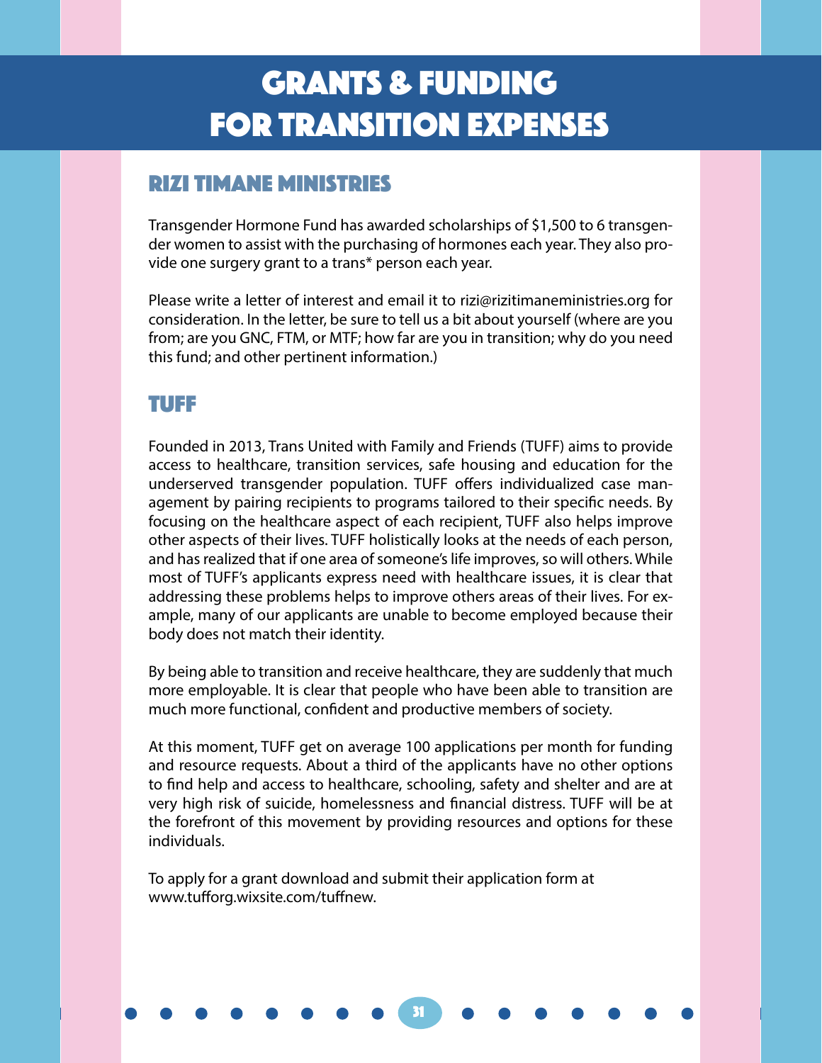# GRANTS & FUNDING FOR TRANSITION EXPENSES

## RIZI TIMANE MINISTRIES

Transgender Hormone Fund has awarded scholarships of $1,500 to 6 transgender women to assist with the purchasing of hormones each year. They also provide one surgery grant to a trans* person each year.

Please write a letter of interest and email it to rizi@rizitimaneministries.org for consideration. In the letter, be sure to tell us a bit about yourself (where are you from; are you GNC, FTM, or MTF; how far are you in transition; why do you need this fund; and other pertinent information.)

## TUFF

Founded in 2013, Trans United with Family and Friends (TUFF) aims to provide access to healthcare, transition services, safe housing and education for the underserved transgender population. TUFF offers individualized case management by pairing recipients to programs tailored to their specific needs. By focusing on the healthcare aspect of each recipient, TUFF also helps improve other aspects of their lives. TUFF holistically looks at the needs of each person, and has realized that if one area of someone's life improves, so will others. While most of TUFF's applicants express need with healthcare issues, it is clear that addressing these problems helps to improve others areas of their lives. For example, many of our applicants are unable to become employed because their body does not match their identity.

By being able to transition and receive healthcare, they are suddenly that much more employable. It is clear that people who have been able to transition are much more functional, confident and productive members of society.

At this moment, TUFF get on average 100 applications per month for funding and resource requests. About a third of the applicants have no other options to find help and access to healthcare, schooling, safety and shelter and are at very high risk of suicide, homelessness and financial distress. TUFF will be at the forefront of this movement by providing resources and options for these individuals.

To apply for a grant download and submit their application form at www.tufforg.wixsite.com/tuffnew.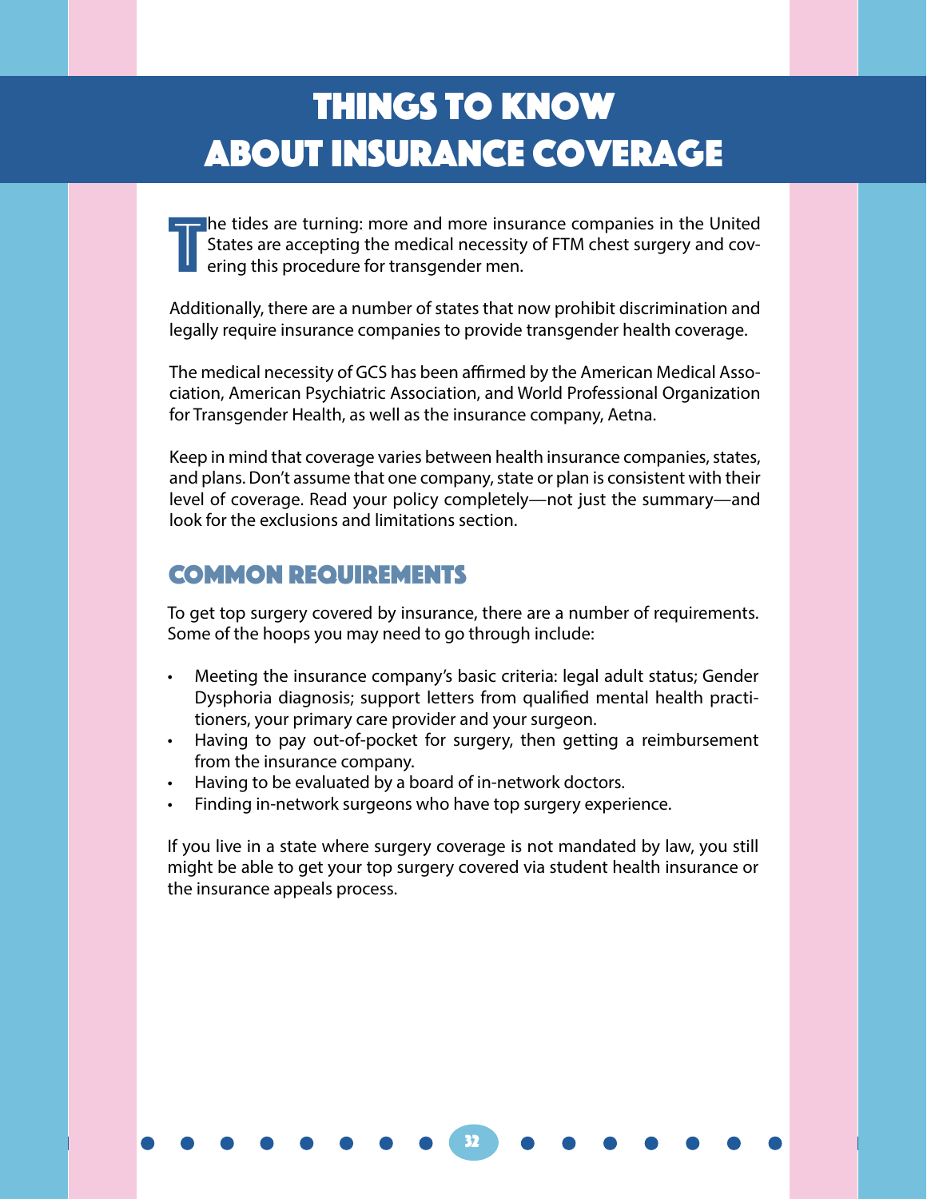# Things to Know About Insurance Coverage

The tides are turning: more and more insurance companies in the United States are accepting the medical necessity of FTM chest surgery and covering this procedure for transgender men.

Additionally, there are a number of states that now prohibit discrimination and legally require insurance companies to provide transgender health coverage.

The medical necessity of GCS has been affirmed by the American Medical Association, American Psychiatric Association, and World Professional Organization for Transgender Health, as well as the insurance company, Aetna.

Keep in mind that coverage varies between health insurance companies, states, and plans. Don't assume that one company, state or plan is consistent with their level of coverage. Read your policy completely—not just the summary—and look for the exclusions and limitations section.

## Common Requirements

To get top surgery covered by insurance, there are a number of requirements. Some of the hoops you may need to go through include:

- Meeting the insurance company's basic criteria: legal adult status; Gender Dysphoria diagnosis; support letters from qualified mental health practitioners, your primary care provider and your surgeon.
- Having to pay out-of-pocket for surgery, then getting a reimbursement from the insurance company.
- Having to be evaluated by a board of in-network doctors.
- Finding in-network surgeons who have top surgery experience.

If you live in a state where surgery coverage is not mandated by law, you still might be able to get your top surgery covered via student health insurance or the insurance appeals process.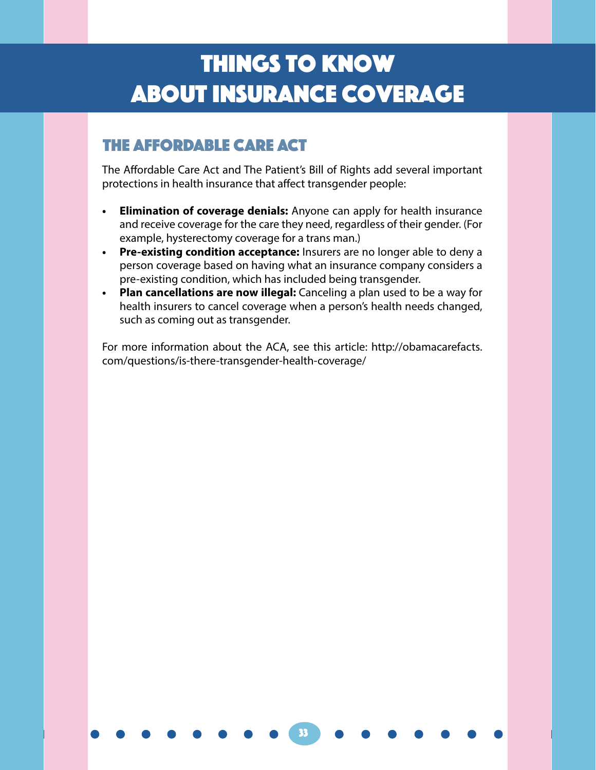# THINGS TO KNOW ABOUT INSURANCE COVERAGE

## THE AFFORDABLE CARE ACT

The Affordable Care Act and The Patient's Bill of Rights add several important protections in health insurance that affect transgender people:

- **Elimination of coverage denials:** Anyone can apply for health insurance and receive coverage for the care they need, regardless of their gender. (For example, hysterectomy coverage for a trans man.)
- **Pre-existing condition acceptance:** Insurers are no longer able to deny a person coverage based on having what an insurance company considers a pre-existing condition, which has included being transgender.
- **Plan cancellations are now illegal:** Canceling a plan used to be a way for health insurers to cancel coverage when a person's health needs changed, such as coming out as transgender.

For more information about the ACA, see this article: http://obamacarefacts.com/questions/is-there-transgender-health-coverage/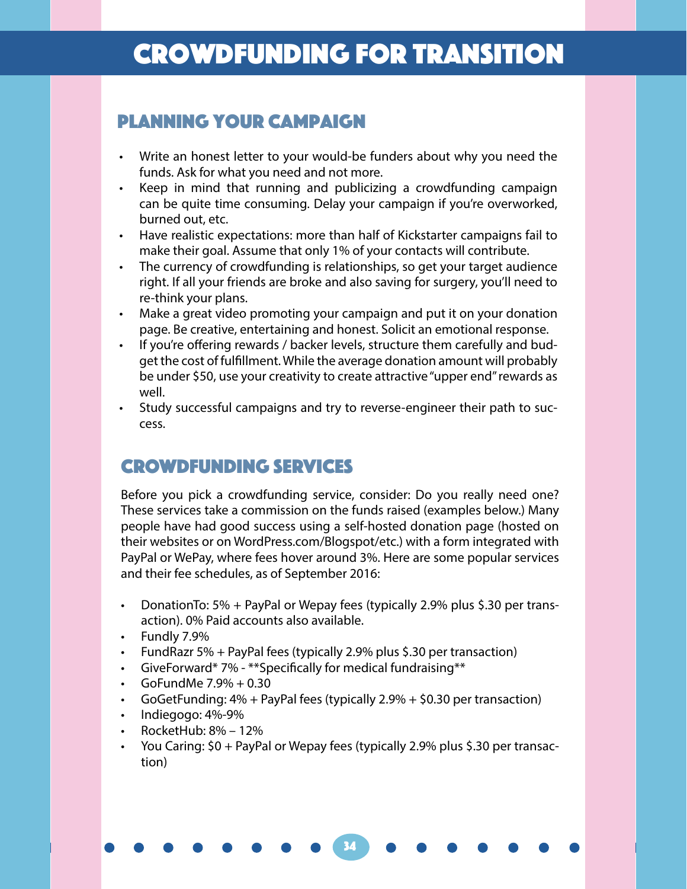# CROWDFUNDING FOR TRANSITION

## PLANNING YOUR CAMPAIGN

- Write an honest letter to your would-be funders about why you need the funds. Ask for what you need and not more.
- Keep in mind that running and publicizing a crowdfunding campaign can be quite time consuming. Delay your campaign if you're overworked, burned out, etc.
- Have realistic expectations: more than half of Kickstarter campaigns fail to make their goal. Assume that only 1% of your contacts will contribute.
- The currency of crowdfunding is relationships, so get your target audience right. If all your friends are broke and also saving for surgery, you'll need to re-think your plans.
- Make a great video promoting your campaign and put it on your donation page. Be creative, entertaining and honest. Solicit an emotional response.
- If you're offering rewards / backer levels, structure them carefully and budget the cost of fulfillment. While the average donation amount will probably be under $50, use your creativity to create attractive "upper end" rewards as well.
- Study successful campaigns and try to reverse-engineer their path to success.

## CROWDFUNDING SERVICES

Before you pick a crowdfunding service, consider: Do you really need one? These services take a commission on the funds raised (examples below.) Many people have had good success using a self-hosted donation page (hosted on their websites or on WordPress.com/Blogspot/etc.) with a form integrated with PayPal or WePay, where fees hover around 3%. Here are some popular services and their fee schedules, as of September 2016:

- DonationTo: 5% + PayPal or Wepay fees (typically 2.9% plus $.30 per transaction). 0% Paid accounts also available.
- Fundly 7.9%
- FundRazr 5% + PayPal fees (typically 2.9% plus $.30 per transaction)
- GiveForward* 7% - **Specifically for medical fundraising**
- GoFundMe 7.9% + 0.30
- GoGetFunding: 4% + PayPal fees (typically 2.9% + $0.30 per transaction)
- Indiegogo: 4%-9%
- RocketHub: 8% – 12%
- You Caring: $0 + PayPal or Wepay fees (typically 2.9% plus $.30 per transaction)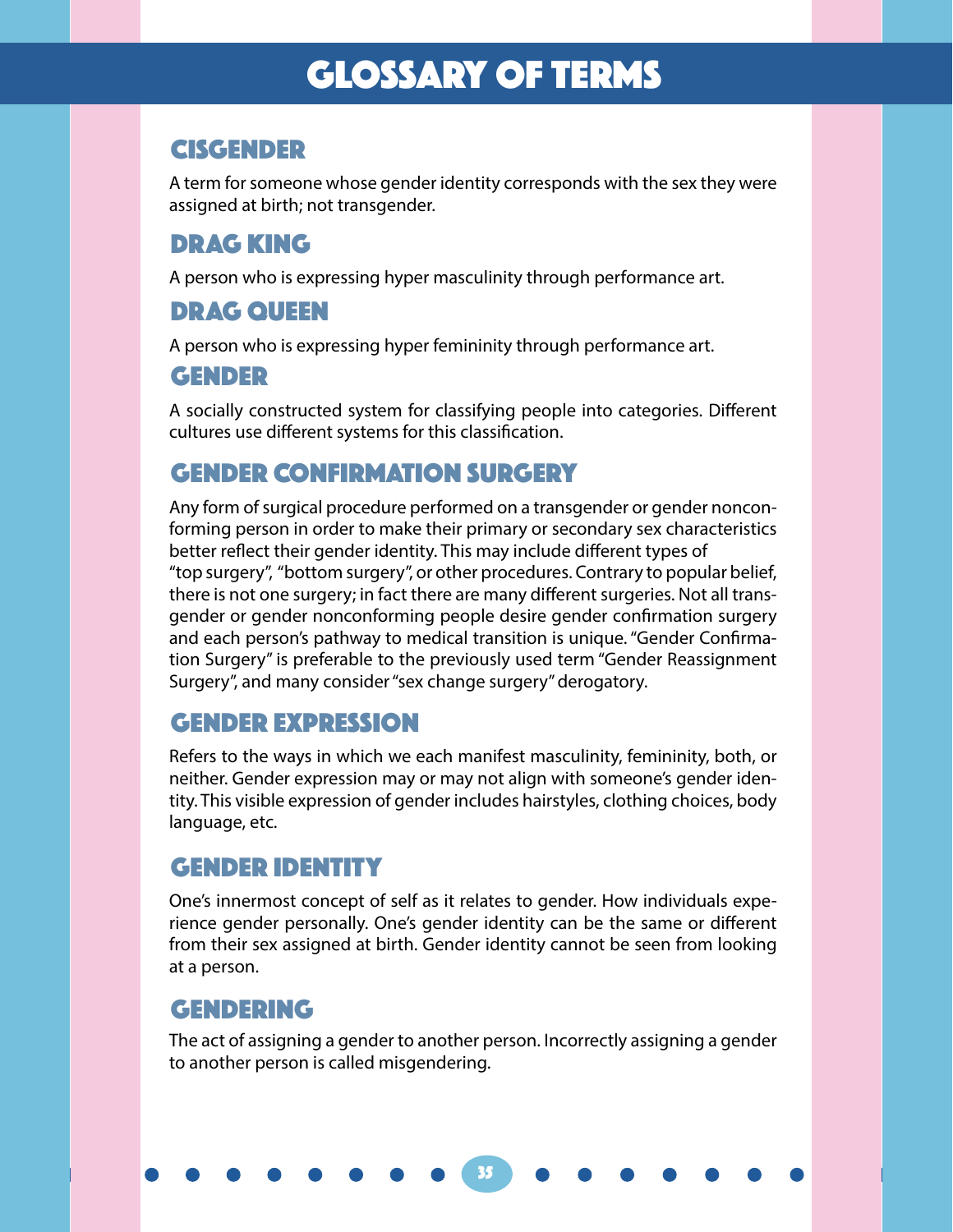# GLOSSARY OF TERMS

## CISGENDER

A term for someone whose gender identity corresponds with the sex they were assigned at birth; not transgender.

## DRAG KING

A person who is expressing hyper masculinity through performance art.

## DRAG QUEEN

A person who is expressing hyper femininity through performance art.

## GENDER

A socially constructed system for classifying people into categories. Different cultures use different systems for this classification.

## GENDER CONFIRMATION SURGERY

Any form of surgical procedure performed on a transgender or gender nonconforming person in order to make their primary or secondary sex characteristics better reflect their gender identity. This may include different types of "top surgery", "bottom surgery", or other procedures. Contrary to popular belief, there is not one surgery; in fact there are many different surgeries. Not all transgender or gender nonconforming people desire gender confirmation surgery and each person's pathway to medical transition is unique. "Gender Confirmation Surgery" is preferable to the previously used term "Gender Reassignment Surgery", and many consider "sex change surgery" derogatory.

## GENDER EXPRESSION

Refers to the ways in which we each manifest masculinity, femininity, both, or neither. Gender expression may or may not align with someone's gender identity. This visible expression of gender includes hairstyles, clothing choices, body language, etc.

## GENDER IDENTITY

One's innermost concept of self as it relates to gender. How individuals experience gender personally. One's gender identity can be the same or different from their sex assigned at birth. Gender identity cannot be seen from looking at a person.

## GENDERING

The act of assigning a gender to another person. Incorrectly assigning a gender to another person is called misgendering.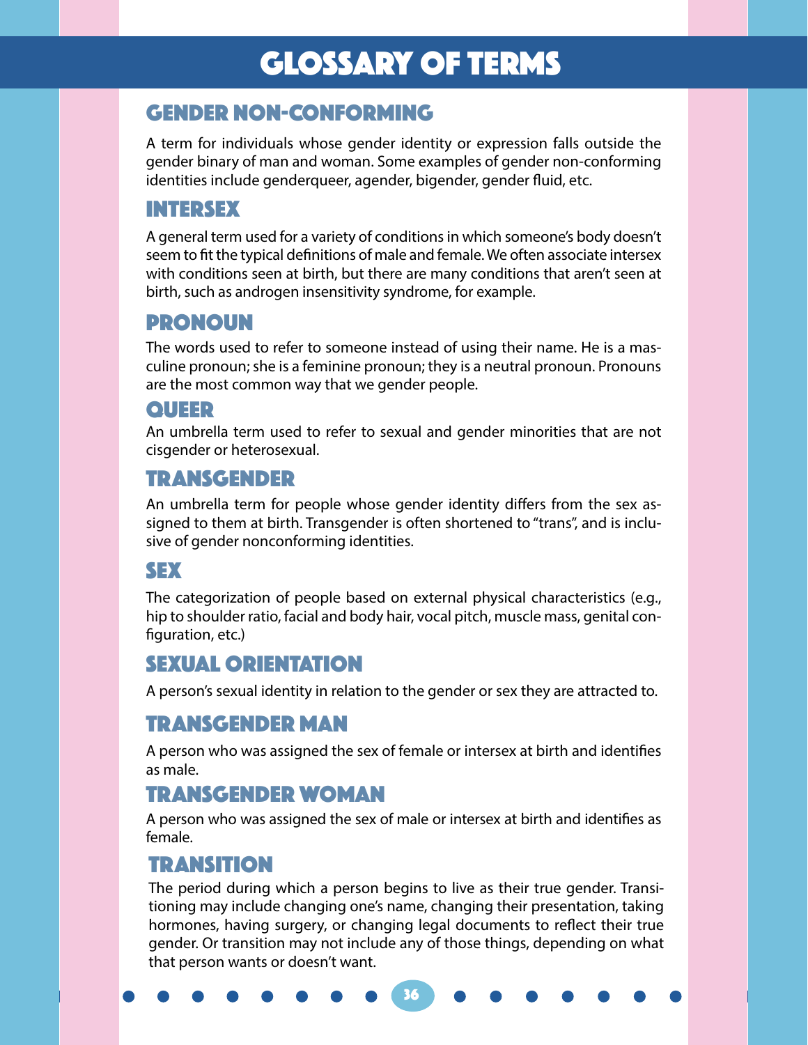# Glossary of Terms

## Gender Non-Conforming

A term for individuals whose gender identity or expression falls outside the gender binary of man and woman. Some examples of gender non-conforming identities include genderqueer, agender, bigender, gender fluid, etc.

## Intersex

A general term used for a variety of conditions in which someone's body doesn't seem to fit the typical definitions of male and female. We often associate intersex with conditions seen at birth, but there are many conditions that aren't seen at birth, such as androgen insensitivity syndrome, for example.

## Pronoun

The words used to refer to someone instead of using their name. He is a masculine pronoun; she is a feminine pronoun; they is a neutral pronoun. Pronouns are the most common way that we gender people.

## Queer

An umbrella term used to refer to sexual and gender minorities that are not cisgender or heterosexual.

## Transgender

An umbrella term for people whose gender identity differs from the sex assigned to them at birth. Transgender is often shortened to "trans", and is inclusive of gender nonconforming identities.

## Sex

The categorization of people based on external physical characteristics (e.g., hip to shoulder ratio, facial and body hair, vocal pitch, muscle mass, genital configuration, etc.)

## Sexual Orientation

A person's sexual identity in relation to the gender or sex they are attracted to.

## Transgender Man

A person who was assigned the sex of female or intersex at birth and identifies as male.

## Transgender Woman

A person who was assigned the sex of male or intersex at birth and identifies as female.

## Transition

The period during which a person begins to live as their true gender. Transitioning may include changing one's name, changing their presentation, taking hormones, having surgery, or changing legal documents to reflect their true gender. Or transition may not include any of those things, depending on what that person wants or doesn't want.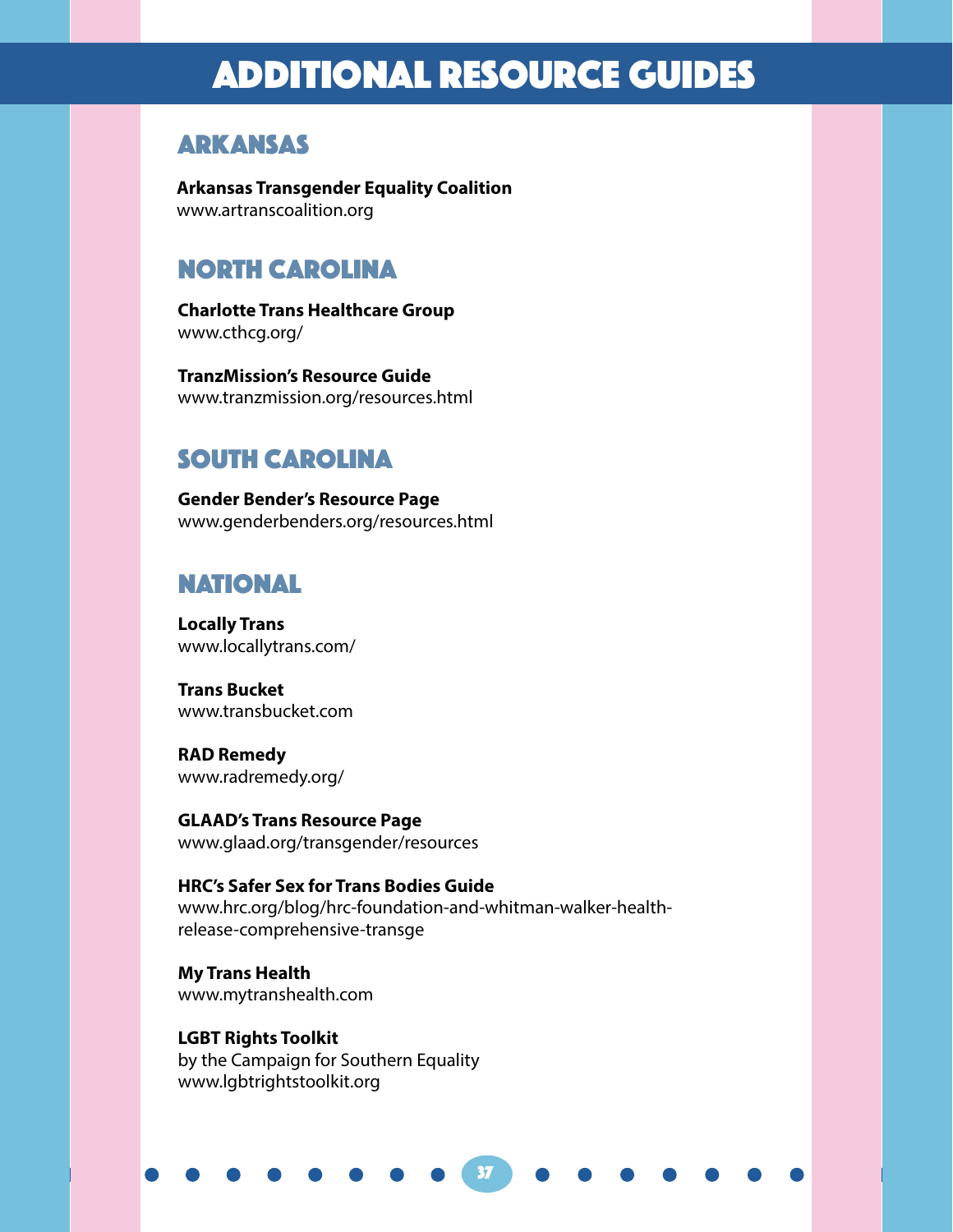# ADDITIONAL RESOURCE GUIDES

## ARKANSAS

**Arkansas Transgender Equality Coalition**
www.artranscoalition.org

## NORTH CAROLINA

**Charlotte Trans Healthcare Group**
www.cthcg.org/

**TranzMission's Resource Guide**
www.tranzmission.org/resources.html

## SOUTH CAROLINA

**Gender Bender's Resource Page**
www.genderbenders.org/resources.html

## NATIONAL

**Locally Trans**
www.locallytrans.com/

**Trans Bucket**
www.transbucket.com

**RAD Remedy**
www.radremedy.org/

**GLAAD's Trans Resource Page**
www.glaad.org/transgender/resources

**HRC's Safer Sex for Trans Bodies Guide**
www.hrc.org/blog/hrc-foundation-and-whitman-walker-health-release-comprehensive-transge

**My Trans Health**
www.mytranshealth.com

**LGBT Rights Toolkit**
by the Campaign for Southern Equality
www.lgbtrightstoolkit.org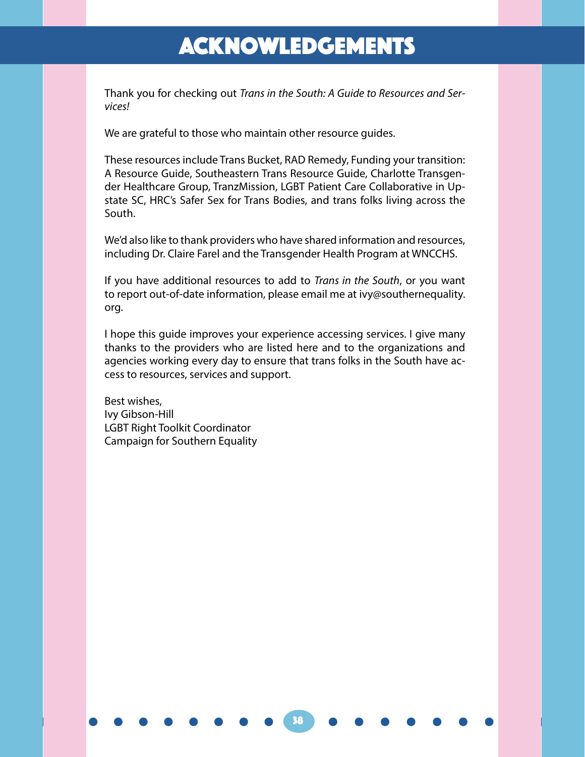# ACKNOWLEDGEMENTS

Thank you for checking out *Trans in the South: A Guide to Resources and Services!*

We are grateful to those who maintain other resource guides.

These resources include Trans Bucket, RAD Remedy, Funding your transition: A Resource Guide, Southeastern Trans Resource Guide, Charlotte Transgender Healthcare Group, TranzMission, LGBT Patient Care Collaborative in Upstate SC, HRC's Safer Sex for Trans Bodies, and trans folks living across the South.

We'd also like to thank providers who have shared information and resources, including Dr. Claire Farel and the Transgender Health Program at WNCCHS.

If you have additional resources to add to *Trans in the South*, or you want to report out-of-date information, please email me at ivy@southernequality.org.

I hope this guide improves your experience accessing services. I give many thanks to the providers who are listed here and to the organizations and agencies working every day to ensure that trans folks in the South have access to resources, services and support.

Best wishes,
Ivy Gibson-Hill
LGBT Right Toolkit Coordinator
Campaign for Southern Equality